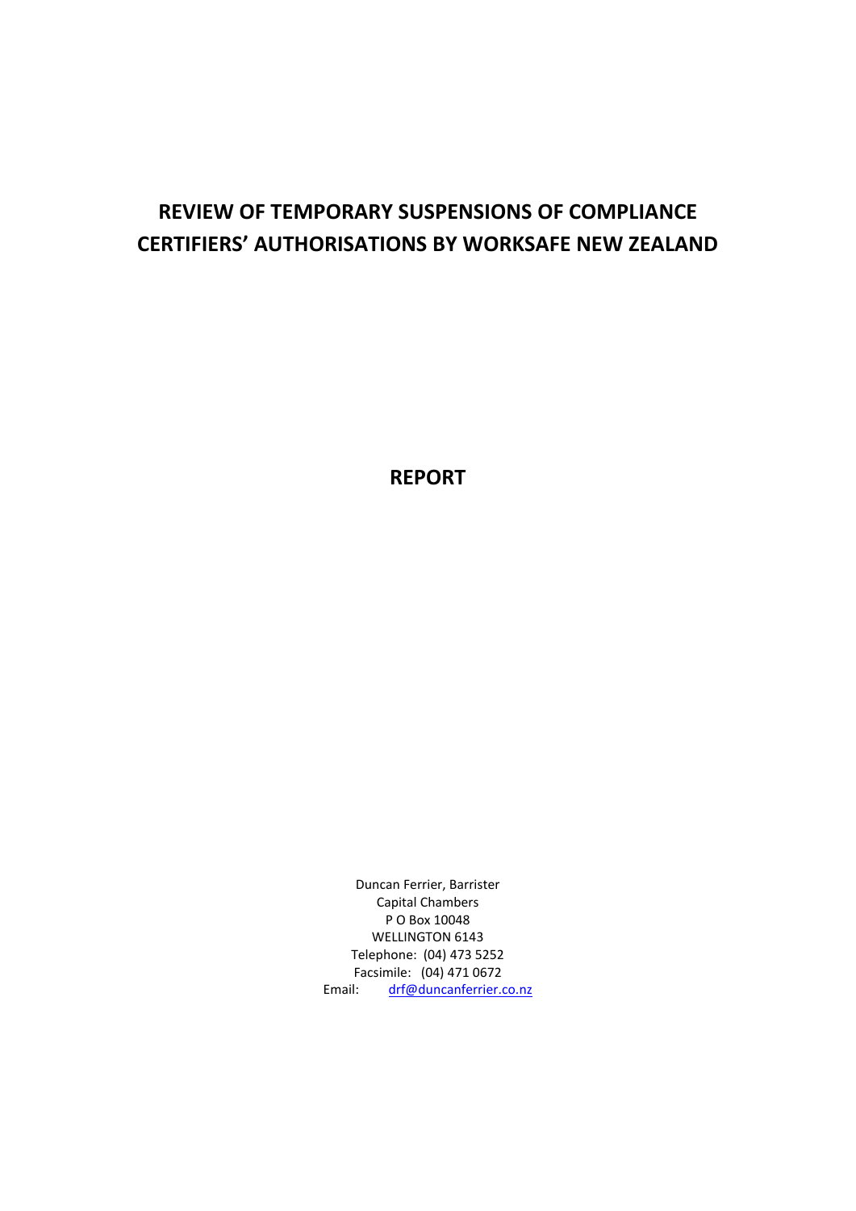# REVIEW OF TEMPORARY SUSPENSIONS OF COMPLIANCE CERTIFIERS' AUTHORISATIONS BY WORKSAFE NEW ZEALAND

## REPORT

Duncan Ferrier, Barrister
Capital Chambers
P O Box 10048
WELLINGTON 6143
Telephone: (04) 473 5252
Facsimile: (04) 471 0672
Email: drf@duncanferrier.co.nz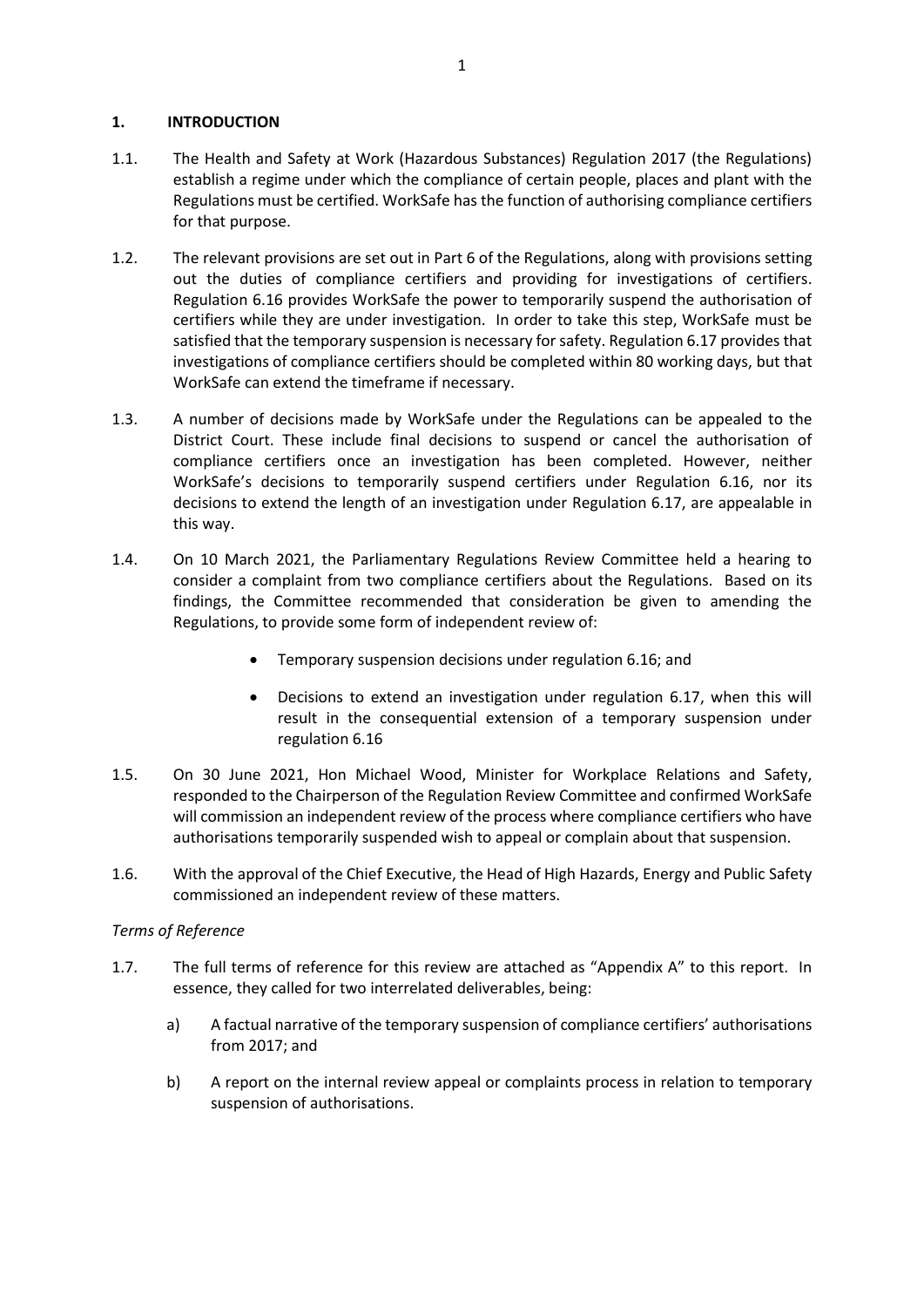## 1. INTRODUCTION

1.1. The Health and Safety at Work (Hazardous Substances) Regulation 2017 (the Regulations) establish a regime under which the compliance of certain people, places and plant with the Regulations must be certified. WorkSafe has the function of authorising compliance certifiers for that purpose.

1.2. The relevant provisions are set out in Part 6 of the Regulations, along with provisions setting out the duties of compliance certifiers and providing for investigations of certifiers. Regulation 6.16 provides WorkSafe the power to temporarily suspend the authorisation of certifiers while they are under investigation. In order to take this step, WorkSafe must be satisfied that the temporary suspension is necessary for safety. Regulation 6.17 provides that investigations of compliance certifiers should be completed within 80 working days, but that WorkSafe can extend the timeframe if necessary.

1.3. A number of decisions made by WorkSafe under the Regulations can be appealed to the District Court. These include final decisions to suspend or cancel the authorisation of compliance certifiers once an investigation has been completed. However, neither WorkSafe's decisions to temporarily suspend certifiers under Regulation 6.16, nor its decisions to extend the length of an investigation under Regulation 6.17, are appealable in this way.

1.4. On 10 March 2021, the Parliamentary Regulations Review Committee held a hearing to consider a complaint from two compliance certifiers about the Regulations. Based on its findings, the Committee recommended that consideration be given to amending the Regulations, to provide some form of independent review of:

- Temporary suspension decisions under regulation 6.16; and
- Decisions to extend an investigation under regulation 6.17, when this will result in the consequential extension of a temporary suspension under regulation 6.16

1.5. On 30 June 2021, Hon Michael Wood, Minister for Workplace Relations and Safety, responded to the Chairperson of the Regulation Review Committee and confirmed WorkSafe will commission an independent review of the process where compliance certifiers who have authorisations temporarily suspended wish to appeal or complain about that suspension.

1.6. With the approval of the Chief Executive, the Head of High Hazards, Energy and Public Safety commissioned an independent review of these matters.

*Terms of Reference*

1.7. The full terms of reference for this review are attached as "Appendix A" to this report. In essence, they called for two interrelated deliverables, being:

a) A factual narrative of the temporary suspension of compliance certifiers' authorisations from 2017; and

b) A report on the internal review appeal or complaints process in relation to temporary suspension of authorisations.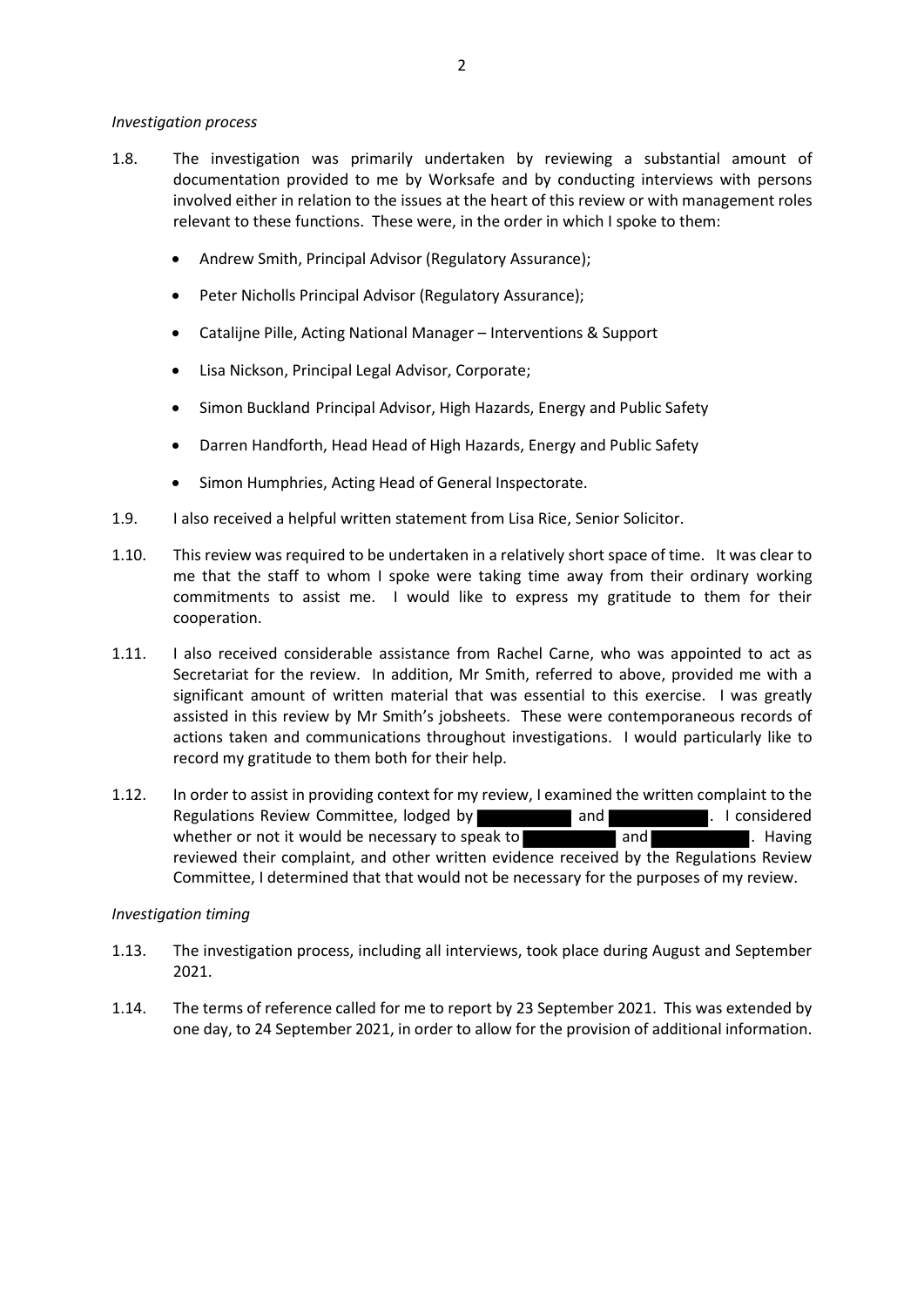*Investigation process*

1.8. The investigation was primarily undertaken by reviewing a substantial amount of documentation provided to me by Worksafe and by conducting interviews with persons involved either in relation to the issues at the heart of this review or with management roles relevant to these functions. These were, in the order in which I spoke to them:

- Andrew Smith, Principal Advisor (Regulatory Assurance);
- Peter Nicholls Principal Advisor (Regulatory Assurance);
- Catalijne Pille, Acting National Manager – Interventions & Support
- Lisa Nickson, Principal Legal Advisor, Corporate;
- Simon Buckland Principal Advisor, High Hazards, Energy and Public Safety
- Darren Handforth, Head Head of High Hazards, Energy and Public Safety
- Simon Humphries, Acting Head of General Inspectorate.

1.9. I also received a helpful written statement from Lisa Rice, Senior Solicitor.

1.10. This review was required to be undertaken in a relatively short space of time. It was clear to me that the staff to whom I spoke were taking time away from their ordinary working commitments to assist me. I would like to express my gratitude to them for their cooperation.

1.11. I also received considerable assistance from Rachel Carne, who was appointed to act as Secretariat for the review. In addition, Mr Smith, referred to above, provided me with a significant amount of written material that was essential to this exercise. I was greatly assisted in this review by Mr Smith's jobsheets. These were contemporaneous records of actions taken and communications throughout investigations. I would particularly like to record my gratitude to them both for their help.

1.12. In order to assist in providing context for my review, I examined the written complaint to the Regulations Review Committee, lodged by [redacted] and [redacted]. I considered whether or not it would be necessary to speak to [redacted] and [redacted]. Having reviewed their complaint, and other written evidence received by the Regulations Review Committee, I determined that that would not be necessary for the purposes of my review.

*Investigation timing*

1.13. The investigation process, including all interviews, took place during August and September 2021.

1.14. The terms of reference called for me to report by 23 September 2021. This was extended by one day, to 24 September 2021, in order to allow for the provision of additional information.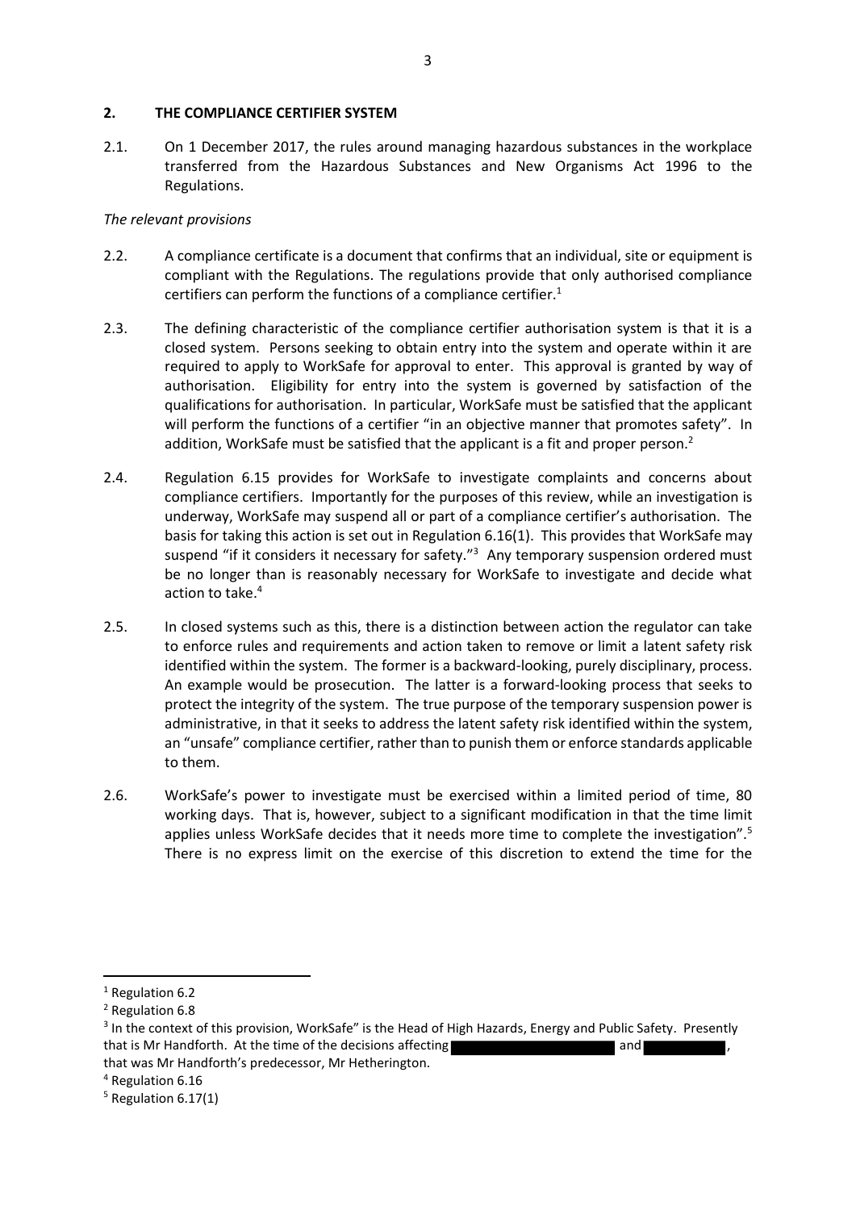## 2. THE COMPLIANCE CERTIFIER SYSTEM

2.1. On 1 December 2017, the rules around managing hazardous substances in the workplace transferred from the Hazardous Substances and New Organisms Act 1996 to the Regulations.

*The relevant provisions*

2.2. A compliance certificate is a document that confirms that an individual, site or equipment is compliant with the Regulations. The regulations provide that only authorised compliance certifiers can perform the functions of a compliance certifier.[1]

2.3. The defining characteristic of the compliance certifier authorisation system is that it is a closed system. Persons seeking to obtain entry into the system and operate within it are required to apply to WorkSafe for approval to enter. This approval is granted by way of authorisation. Eligibility for entry into the system is governed by satisfaction of the qualifications for authorisation. In particular, WorkSafe must be satisfied that the applicant will perform the functions of a certifier "in an objective manner that promotes safety". In addition, WorkSafe must be satisfied that the applicant is a fit and proper person.[2]

2.4. Regulation 6.15 provides for WorkSafe to investigate complaints and concerns about compliance certifiers. Importantly for the purposes of this review, while an investigation is underway, WorkSafe may suspend all or part of a compliance certifier's authorisation. The basis for taking this action is set out in Regulation 6.16(1). This provides that WorkSafe may suspend "if it considers it necessary for safety."[3] Any temporary suspension ordered must be no longer than is reasonably necessary for WorkSafe to investigate and decide what action to take.[4]

2.5. In closed systems such as this, there is a distinction between action the regulator can take to enforce rules and requirements and action taken to remove or limit a latent safety risk identified within the system. The former is a backward-looking, purely disciplinary, process. An example would be prosecution. The latter is a forward-looking process that seeks to protect the integrity of the system. The true purpose of the temporary suspension power is administrative, in that it seeks to address the latent safety risk identified within the system, an "unsafe" compliance certifier, rather than to punish them or enforce standards applicable to them.

2.6. WorkSafe's power to investigate must be exercised within a limited period of time, 80 working days. That is, however, subject to a significant modification in that the time limit applies unless WorkSafe decides that it needs more time to complete the investigation".[5] There is no express limit on the exercise of this discretion to extend the time for the

---

[1] Regulation 6.2

[2] Regulation 6.8

[3] In the context of this provision, WorkSafe" is the Head of High Hazards, Energy and Public Safety. Presently that is Mr Handforth. At the time of the decisions affecting [redacted] and [redacted], that was Mr Handforth's predecessor, Mr Hetherington.

[4] Regulation 6.16

[5] Regulation 6.17(1)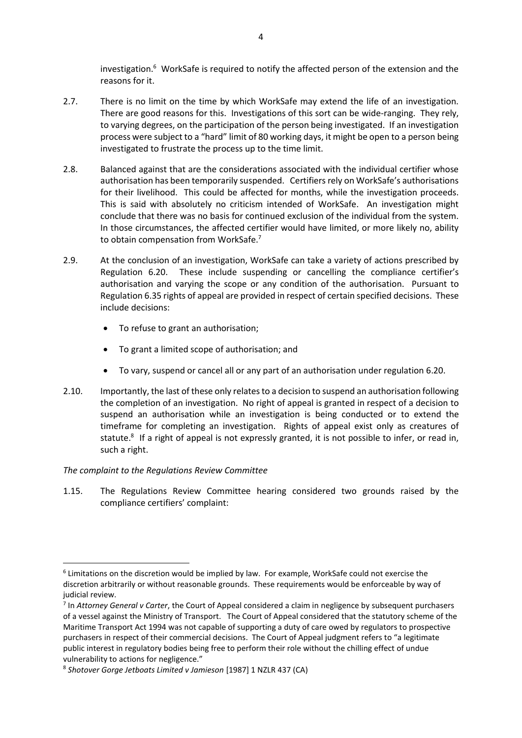investigation.[6] WorkSafe is required to notify the affected person of the extension and the reasons for it.

2.7. There is no limit on the time by which WorkSafe may extend the life of an investigation. There are good reasons for this. Investigations of this sort can be wide-ranging. They rely, to varying degrees, on the participation of the person being investigated. If an investigation process were subject to a "hard" limit of 80 working days, it might be open to a person being investigated to frustrate the process up to the time limit.

2.8. Balanced against that are the considerations associated with the individual certifier whose authorisation has been temporarily suspended. Certifiers rely on WorkSafe's authorisations for their livelihood. This could be affected for months, while the investigation proceeds. This is said with absolutely no criticism intended of WorkSafe. An investigation might conclude that there was no basis for continued exclusion of the individual from the system. In those circumstances, the affected certifier would have limited, or more likely no, ability to obtain compensation from WorkSafe.[7]

2.9. At the conclusion of an investigation, WorkSafe can take a variety of actions prescribed by Regulation 6.20. These include suspending or cancelling the compliance certifier's authorisation and varying the scope or any condition of the authorisation. Pursuant to Regulation 6.35 rights of appeal are provided in respect of certain specified decisions. These include decisions:

- To refuse to grant an authorisation;
- To grant a limited scope of authorisation; and
- To vary, suspend or cancel all or any part of an authorisation under regulation 6.20.

2.10. Importantly, the last of these only relates to a decision to suspend an authorisation following the completion of an investigation. No right of appeal is granted in respect of a decision to suspend an authorisation while an investigation is being conducted or to extend the timeframe for completing an investigation. Rights of appeal exist only as creatures of statute.[8] If a right of appeal is not expressly granted, it is not possible to infer, or read in, such a right.

*The complaint to the Regulations Review Committee*

1.15. The Regulations Review Committee hearing considered two grounds raised by the compliance certifiers' complaint:

---

[6] Limitations on the discretion would be implied by law. For example, WorkSafe could not exercise the discretion arbitrarily or without reasonable grounds. These requirements would be enforceable by way of judicial review.

[7] In *Attorney General v Carter*, the Court of Appeal considered a claim in negligence by subsequent purchasers of a vessel against the Ministry of Transport. The Court of Appeal considered that the statutory scheme of the Maritime Transport Act 1994 was not capable of supporting a duty of care owed by regulators to prospective purchasers in respect of their commercial decisions. The Court of Appeal judgment refers to "a legitimate public interest in regulatory bodies being free to perform their role without the chilling effect of undue vulnerability to actions for negligence."

[8] *Shotover Gorge Jetboats Limited v Jamieson* [1987] 1 NZLR 437 (CA)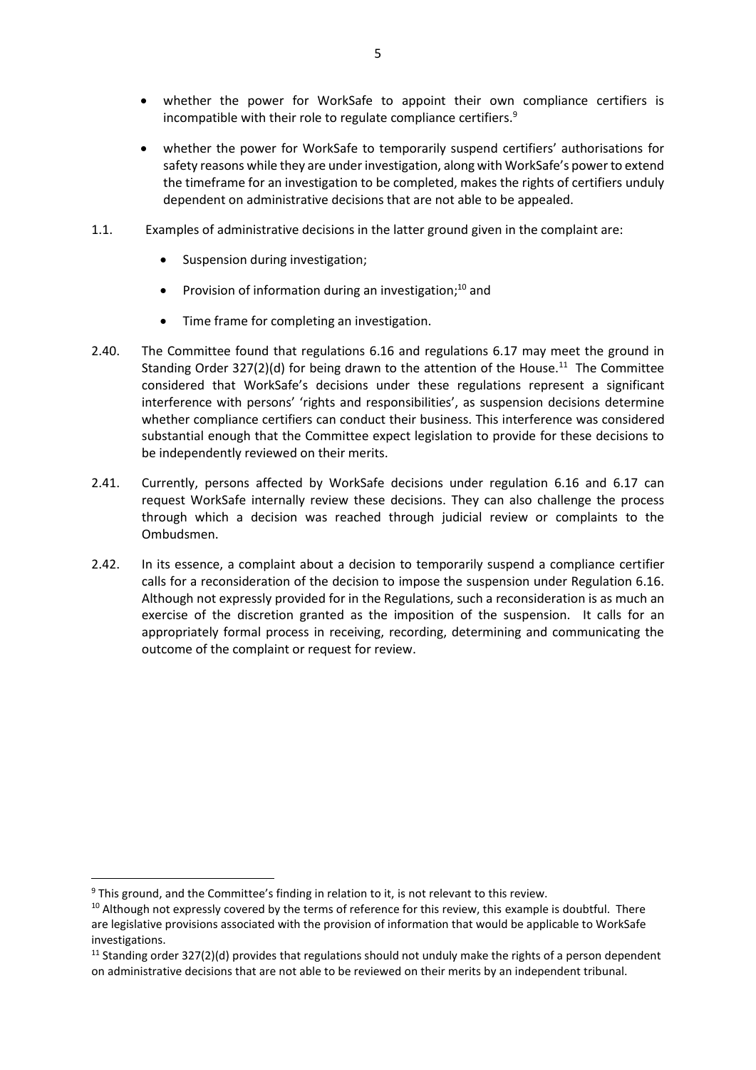- whether the power for WorkSafe to appoint their own compliance certifiers is incompatible with their role to regulate compliance certifiers.[9]

- whether the power for WorkSafe to temporarily suspend certifiers' authorisations for safety reasons while they are under investigation, along with WorkSafe's power to extend the timeframe for an investigation to be completed, makes the rights of certifiers unduly dependent on administrative decisions that are not able to be appealed.

1.1. Examples of administrative decisions in the latter ground given in the complaint are:

- Suspension during investigation;
- Provision of information during an investigation;[10] and
- Time frame for completing an investigation.

2.40. The Committee found that regulations 6.16 and regulations 6.17 may meet the ground in Standing Order 327(2)(d) for being drawn to the attention of the House.[11] The Committee considered that WorkSafe's decisions under these regulations represent a significant interference with persons' 'rights and responsibilities', as suspension decisions determine whether compliance certifiers can conduct their business. This interference was considered substantial enough that the Committee expect legislation to provide for these decisions to be independently reviewed on their merits.

2.41. Currently, persons affected by WorkSafe decisions under regulation 6.16 and 6.17 can request WorkSafe internally review these decisions. They can also challenge the process through which a decision was reached through judicial review or complaints to the Ombudsmen.

2.42. In its essence, a complaint about a decision to temporarily suspend a compliance certifier calls for a reconsideration of the decision to impose the suspension under Regulation 6.16. Although not expressly provided for in the Regulations, such a reconsideration is as much an exercise of the discretion granted as the imposition of the suspension. It calls for an appropriately formal process in receiving, recording, determining and communicating the outcome of the complaint or request for review.

---

[9] This ground, and the Committee's finding in relation to it, is not relevant to this review.

[10] Although not expressly covered by the terms of reference for this review, this example is doubtful. There are legislative provisions associated with the provision of information that would be applicable to WorkSafe investigations.

[11] Standing order 327(2)(d) provides that regulations should not unduly make the rights of a person dependent on administrative decisions that are not able to be reviewed on their merits by an independent tribunal.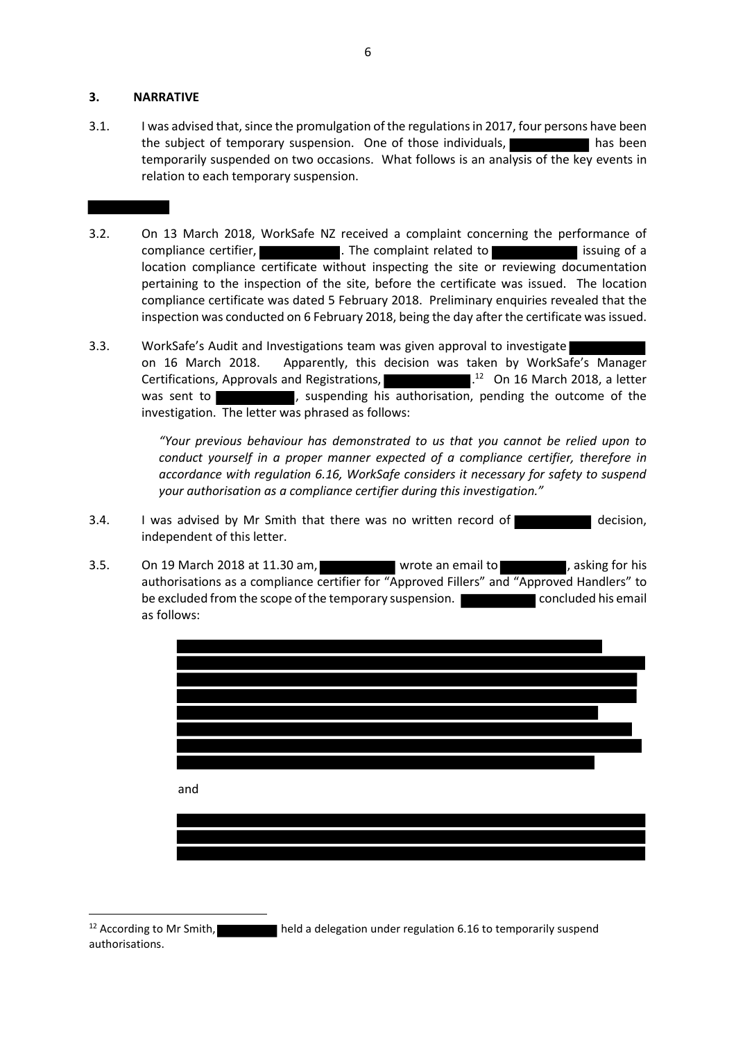## 3. NARRATIVE

3.1. I was advised that, since the promulgation of the regulations in 2017, four persons have been the subject of temporary suspension. One of those individuals, has been temporarily suspended on two occasions. What follows is an analysis of the key events in relation to each temporary suspension.

3.2. On 13 March 2018, WorkSafe NZ received a complaint concerning the performance of compliance certifier, . The complaint related to issuing of a location compliance certificate without inspecting the site or reviewing documentation pertaining to the inspection of the site, before the certificate was issued. The location compliance certificate was dated 5 February 2018. Preliminary enquiries revealed that the inspection was conducted on 6 February 2018, being the day after the certificate was issued.

3.3. WorkSafe's Audit and Investigations team was given approval to investigate on 16 March 2018. Apparently, this decision was taken by WorkSafe's Manager Certifications, Approvals and Registrations, .[12] On 16 March 2018, a letter was sent to , suspending his authorisation, pending the outcome of the investigation. The letter was phrased as follows:

> *"Your previous behaviour has demonstrated to us that you cannot be relied upon to conduct yourself in a proper manner expected of a compliance certifier, therefore in accordance with regulation 6.16, WorkSafe considers it necessary for safety to suspend your authorisation as a compliance certifier during this investigation."*

3.4. I was advised by Mr Smith that there was no written record of decision, independent of this letter.

3.5. On 19 March 2018 at 11.30 am, wrote an email to , asking for his authorisations as a compliance certifier for "Approved Fillers" and "Approved Handlers" to be excluded from the scope of the temporary suspension. concluded his email as follows:

> and

---

[12] According to Mr Smith, held a delegation under regulation 6.16 to temporarily suspend authorisations.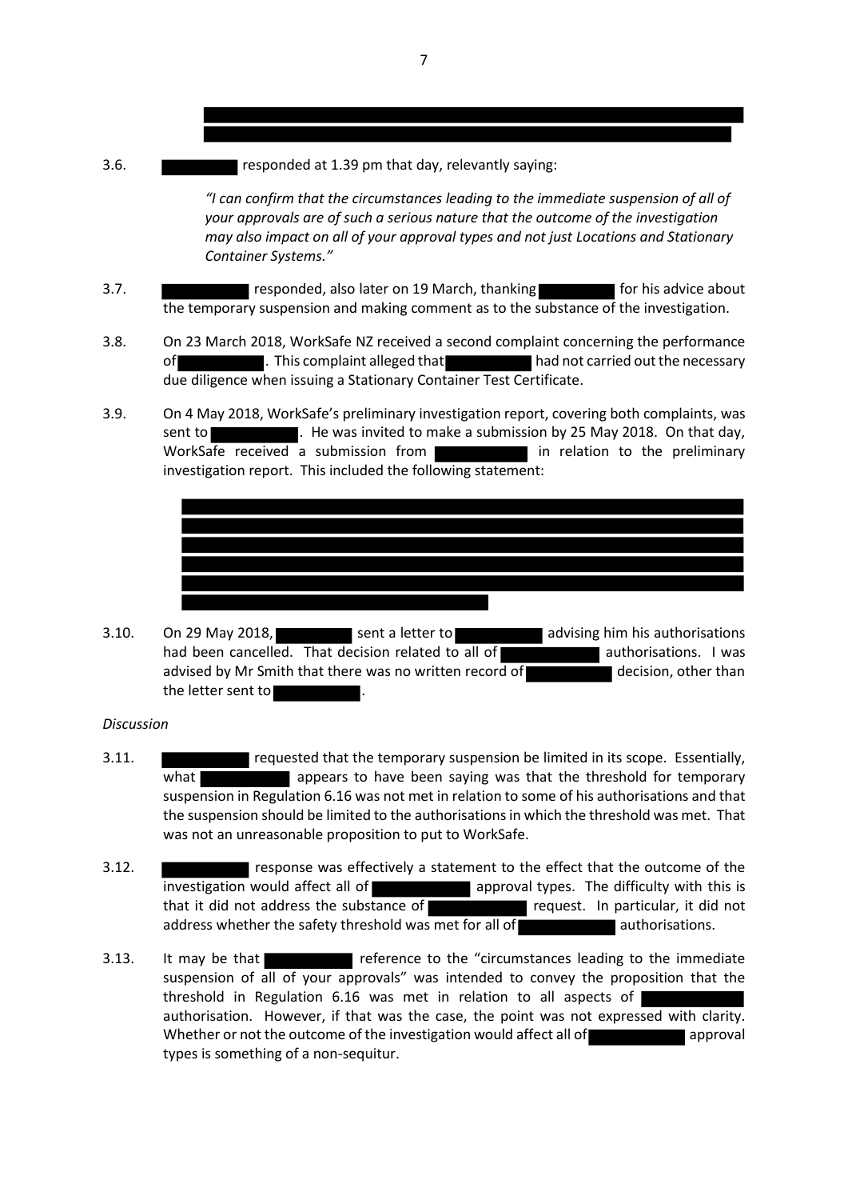3.6. responded at 1.39 pm that day, relevantly saying:

> *"I can confirm that the circumstances leading to the immediate suspension of all of your approvals are of such a serious nature that the outcome of the investigation may also impact on all of your approval types and not just Locations and Stationary Container Systems."*

3.7. responded, also later on 19 March, thanking for his advice about the temporary suspension and making comment as to the substance of the investigation.

3.8. On 23 March 2018, WorkSafe NZ received a second complaint concerning the performance of . This complaint alleged that had not carried out the necessary due diligence when issuing a Stationary Container Test Certificate.

3.9. On 4 May 2018, WorkSafe's preliminary investigation report, covering both complaints, was sent to . He was invited to make a submission by 25 May 2018. On that day, WorkSafe received a submission from in relation to the preliminary investigation report. This included the following statement:

3.10. On 29 May 2018, sent a letter to advising him his authorisations had been cancelled. That decision related to all of authorisations. I was advised by Mr Smith that there was no written record of decision, other than the letter sent to .

*Discussion*

3.11. requested that the temporary suspension be limited in its scope. Essentially, what appears to have been saying was that the threshold for temporary suspension in Regulation 6.16 was not met in relation to some of his authorisations and that the suspension should be limited to the authorisations in which the threshold was met. That was not an unreasonable proposition to put to WorkSafe.

3.12. response was effectively a statement to the effect that the outcome of the investigation would affect all of approval types. The difficulty with this is that it did not address the substance of request. In particular, it did not address whether the safety threshold was met for all of authorisations.

3.13. It may be that reference to the "circumstances leading to the immediate suspension of all of your approvals" was intended to convey the proposition that the threshold in Regulation 6.16 was met in relation to all aspects of authorisation. However, if that was the case, the point was not expressed with clarity. Whether or not the outcome of the investigation would affect all of approval types is something of a non-sequitur.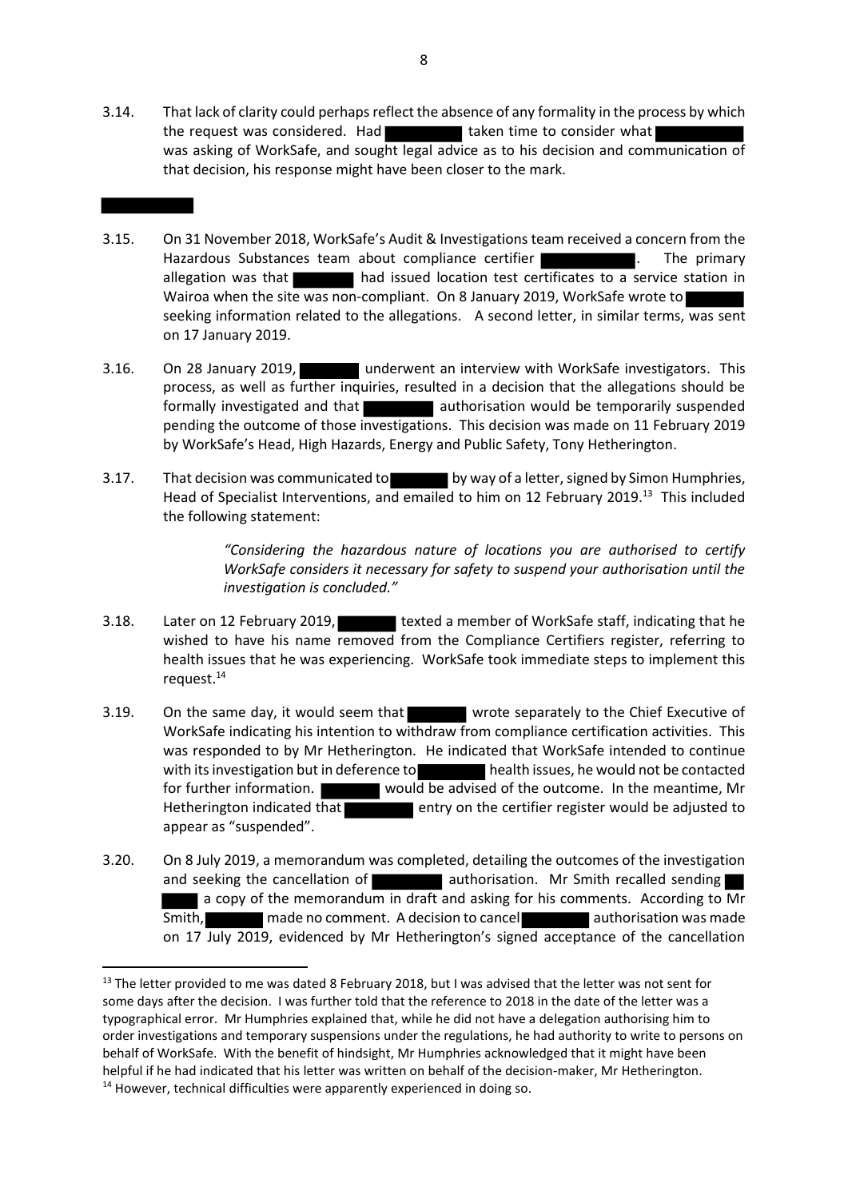3.14. That lack of clarity could perhaps reflect the absence of any formality in the process by which the request was considered. Had ████████ taken time to consider what ████████ was asking of WorkSafe, and sought legal advice as to his decision and communication of that decision, his response might have been closer to the mark.

████████

3.15. On 31 November 2018, WorkSafe's Audit & Investigations team received a concern from the Hazardous Substances team about compliance certifier ████████. The primary allegation was that ████████ had issued location test certificates to a service station in Wairoa when the site was non-compliant. On 8 January 2019, WorkSafe wrote to ████████ seeking information related to the allegations. A second letter, in similar terms, was sent on 17 January 2019.

3.16. On 28 January 2019, ████████ underwent an interview with WorkSafe investigators. This process, as well as further inquiries, resulted in a decision that the allegations should be formally investigated and that ████████ authorisation would be temporarily suspended pending the outcome of those investigations. This decision was made on 11 February 2019 by WorkSafe's Head, High Hazards, Energy and Public Safety, Tony Hetherington.

3.17. That decision was communicated to ████████ by way of a letter, signed by Simon Humphries, Head of Specialist Interventions, and emailed to him on 12 February 2019.[13] This included the following statement:

> *"Considering the hazardous nature of locations you are authorised to certify WorkSafe considers it necessary for safety to suspend your authorisation until the investigation is concluded."*

3.18. Later on 12 February 2019, ████████ texted a member of WorkSafe staff, indicating that he wished to have his name removed from the Compliance Certifiers register, referring to health issues that he was experiencing. WorkSafe took immediate steps to implement this request.[14]

3.19. On the same day, it would seem that ████████ wrote separately to the Chief Executive of WorkSafe indicating his intention to withdraw from compliance certification activities. This was responded to by Mr Hetherington. He indicated that WorkSafe intended to continue with its investigation but in deference to ████████ health issues, he would not be contacted for further information. ████████ would be advised of the outcome. In the meantime, Mr Hetherington indicated that ████████ entry on the certifier register would be adjusted to appear as "suspended".

3.20. On 8 July 2019, a memorandum was completed, detailing the outcomes of the investigation and seeking the cancellation of ████████ authorisation. Mr Smith recalled sending ████████ a copy of the memorandum in draft and asking for his comments. According to Mr Smith, ████████ made no comment. A decision to cancel ████████ authorisation was made on 17 July 2019, evidenced by Mr Hetherington's signed acceptance of the cancellation

---

[13] The letter provided to me was dated 8 February 2018, but I was advised that the letter was not sent for some days after the decision. I was further told that the reference to 2018 in the date of the letter was a typographical error. Mr Humphries explained that, while he did not have a delegation authorising him to order investigations and temporary suspensions under the regulations, he had authority to write to persons on behalf of WorkSafe. With the benefit of hindsight, Mr Humphries acknowledged that it might have been helpful if he had indicated that his letter was written on behalf of the decision-maker, Mr Hetherington.

[14] However, technical difficulties were apparently experienced in doing so.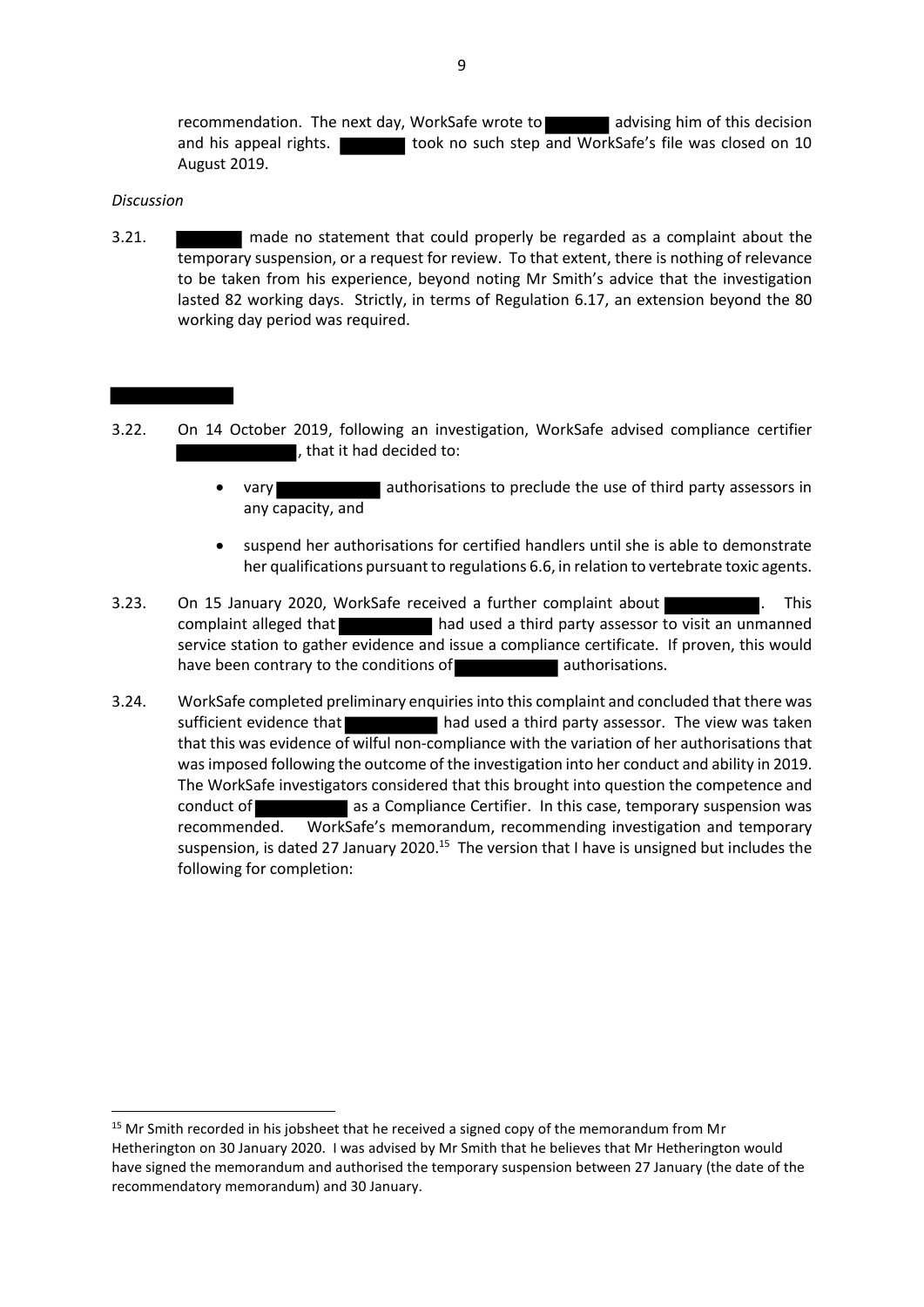recommendation. The next day, WorkSafe wrote to [redacted] advising him of this decision and his appeal rights. [redacted] took no such step and WorkSafe's file was closed on 10 August 2019.

*Discussion*

3.21. [redacted] made no statement that could properly be regarded as a complaint about the temporary suspension, or a request for review. To that extent, there is nothing of relevance to be taken from his experience, beyond noting Mr Smith's advice that the investigation lasted 82 working days. Strictly, in terms of Regulation 6.17, an extension beyond the 80 working day period was required.

[redacted]

3.22. On 14 October 2019, following an investigation, WorkSafe advised compliance certifier [redacted], that it had decided to:

- vary [redacted] authorisations to preclude the use of third party assessors in any capacity, and
- suspend her authorisations for certified handlers until she is able to demonstrate her qualifications pursuant to regulations 6.6, in relation to vertebrate toxic agents.

3.23. On 15 January 2020, WorkSafe received a further complaint about [redacted]. This complaint alleged that [redacted] had used a third party assessor to visit an unmanned service station to gather evidence and issue a compliance certificate. If proven, this would have been contrary to the conditions of [redacted] authorisations.

3.24. WorkSafe completed preliminary enquiries into this complaint and concluded that there was sufficient evidence that [redacted] had used a third party assessor. The view was taken that this was evidence of wilful non-compliance with the variation of her authorisations that was imposed following the outcome of the investigation into her conduct and ability in 2019. The WorkSafe investigators considered that this brought into question the competence and conduct of [redacted] as a Compliance Certifier. In this case, temporary suspension was recommended. WorkSafe's memorandum, recommending investigation and temporary suspension, is dated 27 January 2020.[15] The version that I have is unsigned but includes the following for completion:

[15] Mr Smith recorded in his jobsheet that he received a signed copy of the memorandum from Mr Hetherington on 30 January 2020. I was advised by Mr Smith that he believes that Mr Hetherington would have signed the memorandum and authorised the temporary suspension between 27 January (the date of the recommendatory memorandum) and 30 January.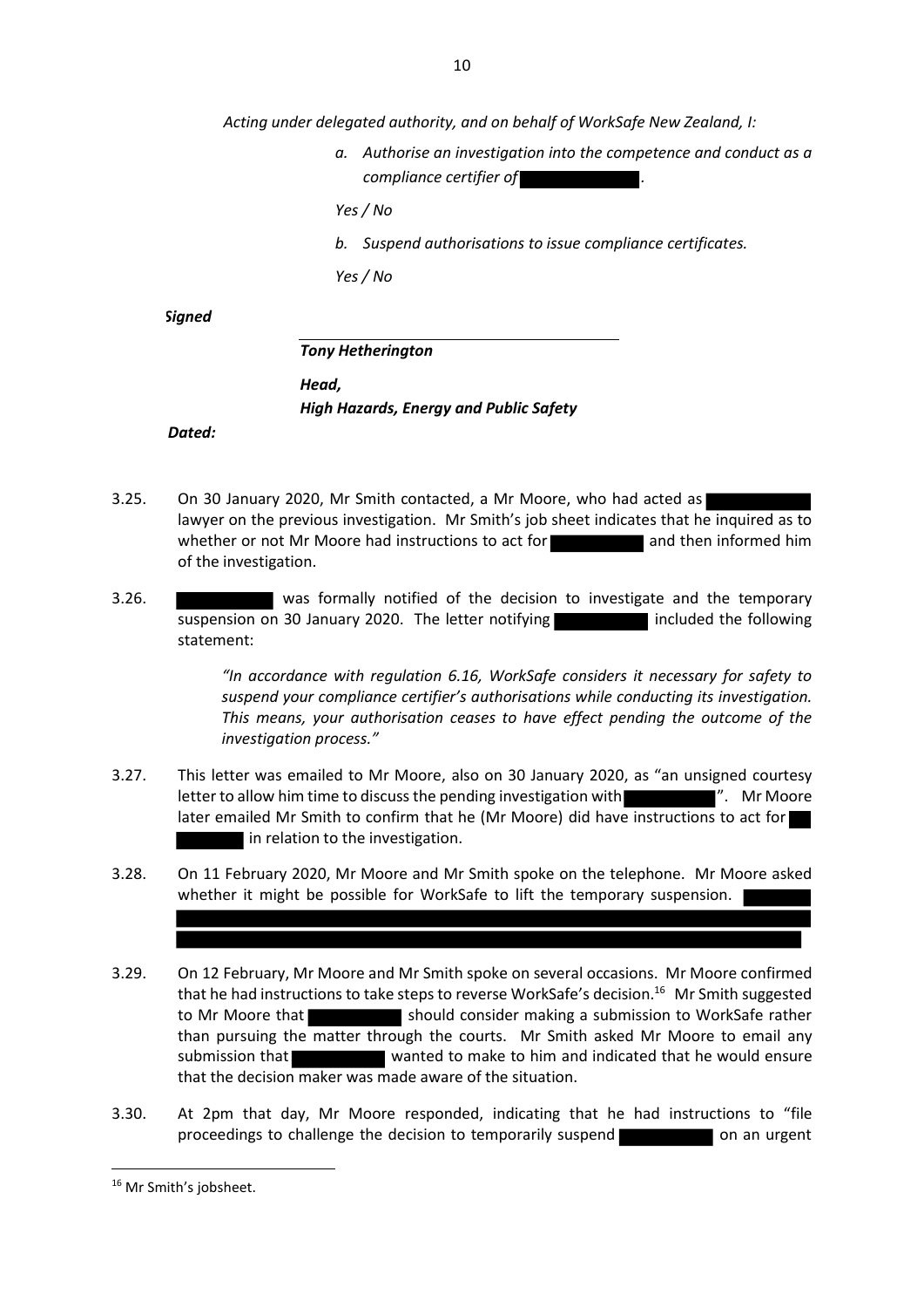*Acting under delegated authority, and on behalf of WorkSafe New Zealand, I:*

> *a. Authorise an investigation into the competence and conduct as a compliance certifier of ████████.*
>
> *Yes / No*
>
> *b. Suspend authorisations to issue compliance certificates.*
>
> *Yes / No*

***Signed***

______________________________

***Tony Hetherington***

***Head,***
***High Hazards, Energy and Public Safety***

***Dated:***

3.25. On 30 January 2020, Mr Smith contacted, a Mr Moore, who had acted as ████████ lawyer on the previous investigation. Mr Smith's job sheet indicates that he inquired as to whether or not Mr Moore had instructions to act for ████████ and then informed him of the investigation.

3.26. ████████ was formally notified of the decision to investigate and the temporary suspension on 30 January 2020. The letter notifying ████████ included the following statement:

> *"In accordance with regulation 6.16, WorkSafe considers it necessary for safety to suspend your compliance certifier's authorisations while conducting its investigation. This means, your authorisation ceases to have effect pending the outcome of the investigation process."*

3.27. This letter was emailed to Mr Moore, also on 30 January 2020, as "an unsigned courtesy letter to allow him time to discuss the pending investigation with ████████". Mr Moore later emailed Mr Smith to confirm that he (Mr Moore) did have instructions to act for ████████ in relation to the investigation.

3.28. On 11 February 2020, Mr Moore and Mr Smith spoke on the telephone. Mr Moore asked whether it might be possible for WorkSafe to lift the temporary suspension. ████████

3.29. On 12 February, Mr Moore and Mr Smith spoke on several occasions. Mr Moore confirmed that he had instructions to take steps to reverse WorkSafe's decision.[16] Mr Smith suggested to Mr Moore that ████████ should consider making a submission to WorkSafe rather than pursuing the matter through the courts. Mr Smith asked Mr Moore to email any submission that ████████ wanted to make to him and indicated that he would ensure that the decision maker was made aware of the situation.

3.30. At 2pm that day, Mr Moore responded, indicating that he had instructions to "file proceedings to challenge the decision to temporarily suspend ████████ on an urgent

---

[16] Mr Smith's jobsheet.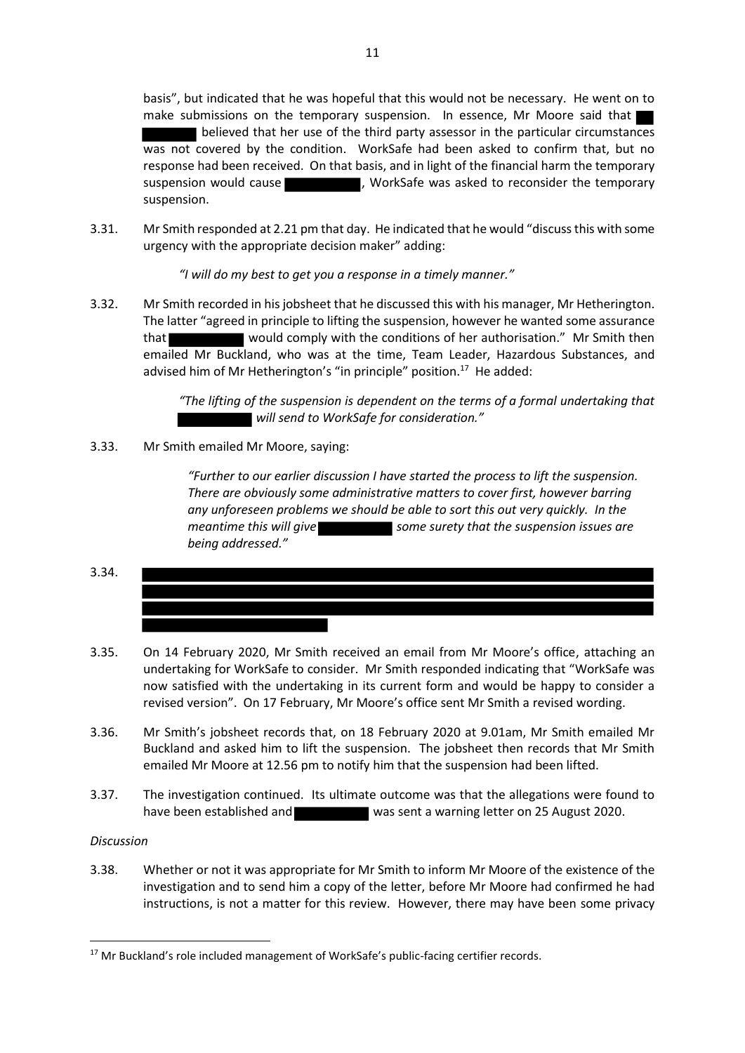basis", but indicated that he was hopeful that this would not be necessary. He went on to make submissions on the temporary suspension. In essence, Mr Moore said that ██ ██████ believed that her use of the third party assessor in the particular circumstances was not covered by the condition. WorkSafe had been asked to confirm that, but no response had been received. On that basis, and in light of the financial harm the temporary suspension would cause ████████, WorkSafe was asked to reconsider the temporary suspension.

3.31. Mr Smith responded at 2.21 pm that day. He indicated that he would "discuss this with some urgency with the appropriate decision maker" adding:

> *"I will do my best to get you a response in a timely manner."*

3.32. Mr Smith recorded in his jobsheet that he discussed this with his manager, Mr Hetherington. The latter "agreed in principle to lifting the suspension, however he wanted some assurance that ████████ would comply with the conditions of her authorisation." Mr Smith then emailed Mr Buckland, who was at the time, Team Leader, Hazardous Substances, and advised him of Mr Hetherington's "in principle" position.[17] He added:

> *"The lifting of the suspension is dependent on the terms of a formal undertaking that ████████ will send to WorkSafe for consideration."*

3.33. Mr Smith emailed Mr Moore, saying:

> *"Further to our earlier discussion I have started the process to lift the suspension. There are obviously some administrative matters to cover first, however barring any unforeseen problems we should be able to sort this out very quickly. In the meantime this will give ████████ some surety that the suspension issues are being addressed."*

3.34. ████████████████████████████████████████████████████████████████████████████████████████████████████████████████████████████████████████

3.35. On 14 February 2020, Mr Smith received an email from Mr Moore's office, attaching an undertaking for WorkSafe to consider. Mr Smith responded indicating that "WorkSafe was now satisfied with the undertaking in its current form and would be happy to consider a revised version". On 17 February, Mr Moore's office sent Mr Smith a revised wording.

3.36. Mr Smith's jobsheet records that, on 18 February 2020 at 9.01am, Mr Smith emailed Mr Buckland and asked him to lift the suspension. The jobsheet then records that Mr Smith emailed Mr Moore at 12.56 pm to notify him that the suspension had been lifted.

3.37. The investigation continued. Its ultimate outcome was that the allegations were found to have been established and ████████ was sent a warning letter on 25 August 2020.

*Discussion*

3.38. Whether or not it was appropriate for Mr Smith to inform Mr Moore of the existence of the investigation and to send him a copy of the letter, before Mr Moore had confirmed he had instructions, is not a matter for this review. However, there may have been some privacy

---

[17] Mr Buckland's role included management of WorkSafe's public-facing certifier records.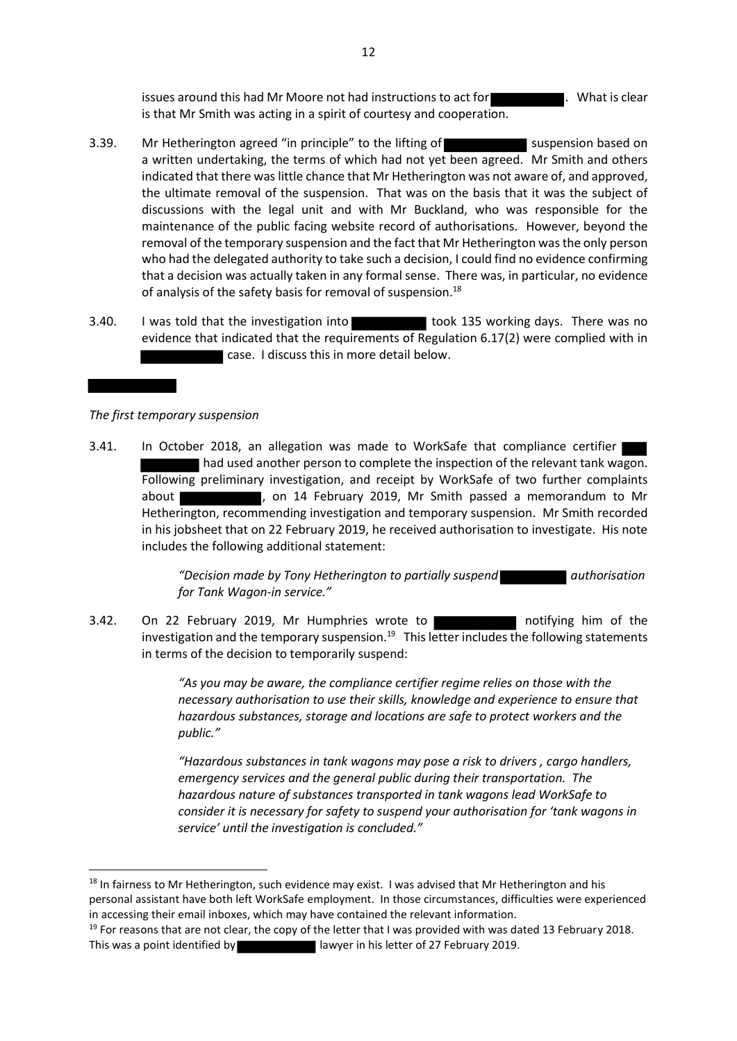issues around this had Mr Moore not had instructions to act for ████████. What is clear is that Mr Smith was acting in a spirit of courtesy and cooperation.

3.39. Mr Hetherington agreed "in principle" to the lifting of ████████ suspension based on a written undertaking, the terms of which had not yet been agreed. Mr Smith and others indicated that there was little chance that Mr Hetherington was not aware of, and approved, the ultimate removal of the suspension. That was on the basis that it was the subject of discussions with the legal unit and with Mr Buckland, who was responsible for the maintenance of the public facing website record of authorisations. However, beyond the removal of the temporary suspension and the fact that Mr Hetherington was the only person who had the delegated authority to take such a decision, I could find no evidence confirming that a decision was actually taken in any formal sense. There was, in particular, no evidence of analysis of the safety basis for removal of suspension.[18]

3.40. I was told that the investigation into ████████ took 135 working days. There was no evidence that indicated that the requirements of Regulation 6.17(2) were complied with in ████████ case. I discuss this in more detail below.

████████

*The first temporary suspension*

3.41. In October 2018, an allegation was made to WorkSafe that compliance certifier ████████ had used another person to complete the inspection of the relevant tank wagon. Following preliminary investigation, and receipt by WorkSafe of two further complaints about ████████, on 14 February 2019, Mr Smith passed a memorandum to Mr Hetherington, recommending investigation and temporary suspension. Mr Smith recorded in his jobsheet that on 22 February 2019, he received authorisation to investigate. His note includes the following additional statement:

> *"Decision made by Tony Hetherington to partially suspend ████████ authorisation for Tank Wagon-in service."*

3.42. On 22 February 2019, Mr Humphries wrote to ████████ notifying him of the investigation and the temporary suspension.[19] This letter includes the following statements in terms of the decision to temporarily suspend:

> *"As you may be aware, the compliance certifier regime relies on those with the necessary authorisation to use their skills, knowledge and experience to ensure that hazardous substances, storage and locations are safe to protect workers and the public."*
>
> *"Hazardous substances in tank wagons may pose a risk to drivers , cargo handlers, emergency services and the general public during their transportation. The hazardous nature of substances transported in tank wagons lead WorkSafe to consider it is necessary for safety to suspend your authorisation for 'tank wagons in service' until the investigation is concluded."*

---

[18] In fairness to Mr Hetherington, such evidence may exist. I was advised that Mr Hetherington and his personal assistant have both left WorkSafe employment. In those circumstances, difficulties were experienced in accessing their email inboxes, which may have contained the relevant information.

[19] For reasons that are not clear, the copy of the letter that I was provided with was dated 13 February 2018. This was a point identified by ████████ lawyer in his letter of 27 February 2019.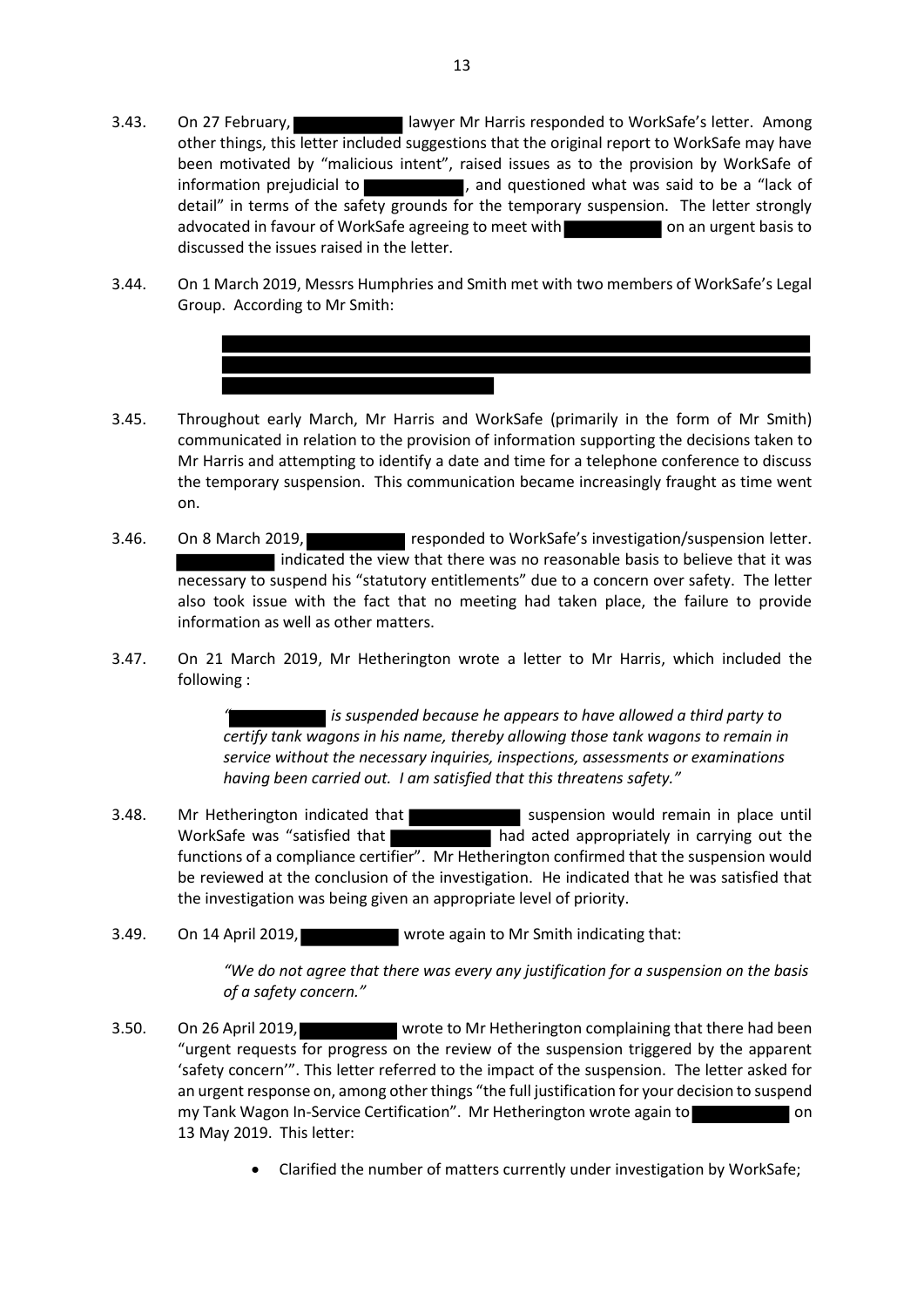3.43. On 27 February, [REDACTED] lawyer Mr Harris responded to WorkSafe's letter. Among other things, this letter included suggestions that the original report to WorkSafe may have been motivated by "malicious intent", raised issues as to the provision by WorkSafe of information prejudicial to [REDACTED], and questioned what was said to be a "lack of detail" in terms of the safety grounds for the temporary suspension. The letter strongly advocated in favour of WorkSafe agreeing to meet with [REDACTED] on an urgent basis to discussed the issues raised in the letter.

3.44. On 1 March 2019, Messrs Humphries and Smith met with two members of WorkSafe's Legal Group. According to Mr Smith:

> [REDACTED]

3.45. Throughout early March, Mr Harris and WorkSafe (primarily in the form of Mr Smith) communicated in relation to the provision of information supporting the decisions taken to Mr Harris and attempting to identify a date and time for a telephone conference to discuss the temporary suspension. This communication became increasingly fraught as time went on.

3.46. On 8 March 2019, [REDACTED] responded to WorkSafe's investigation/suspension letter. [REDACTED] indicated the view that there was no reasonable basis to believe that it was necessary to suspend his "statutory entitlements" due to a concern over safety. The letter also took issue with the fact that no meeting had taken place, the failure to provide information as well as other matters.

3.47. On 21 March 2019, Mr Hetherington wrote a letter to Mr Harris, which included the following :

> *"[REDACTED] is suspended because he appears to have allowed a third party to certify tank wagons in his name, thereby allowing those tank wagons to remain in service without the necessary inquiries, inspections, assessments or examinations having been carried out. I am satisfied that this threatens safety."*

3.48. Mr Hetherington indicated that [REDACTED] suspension would remain in place until WorkSafe was "satisfied that [REDACTED] had acted appropriately in carrying out the functions of a compliance certifier". Mr Hetherington confirmed that the suspension would be reviewed at the conclusion of the investigation. He indicated that he was satisfied that the investigation was being given an appropriate level of priority.

3.49. On 14 April 2019, [REDACTED] wrote again to Mr Smith indicating that:

> *"We do not agree that there was every any justification for a suspension on the basis of a safety concern."*

3.50. On 26 April 2019, [REDACTED] wrote to Mr Hetherington complaining that there had been "urgent requests for progress on the review of the suspension triggered by the apparent 'safety concern'". This letter referred to the impact of the suspension. The letter asked for an urgent response on, among other things "the full justification for your decision to suspend my Tank Wagon In-Service Certification". Mr Hetherington wrote again to [REDACTED] on 13 May 2019. This letter:

- Clarified the number of matters currently under investigation by WorkSafe;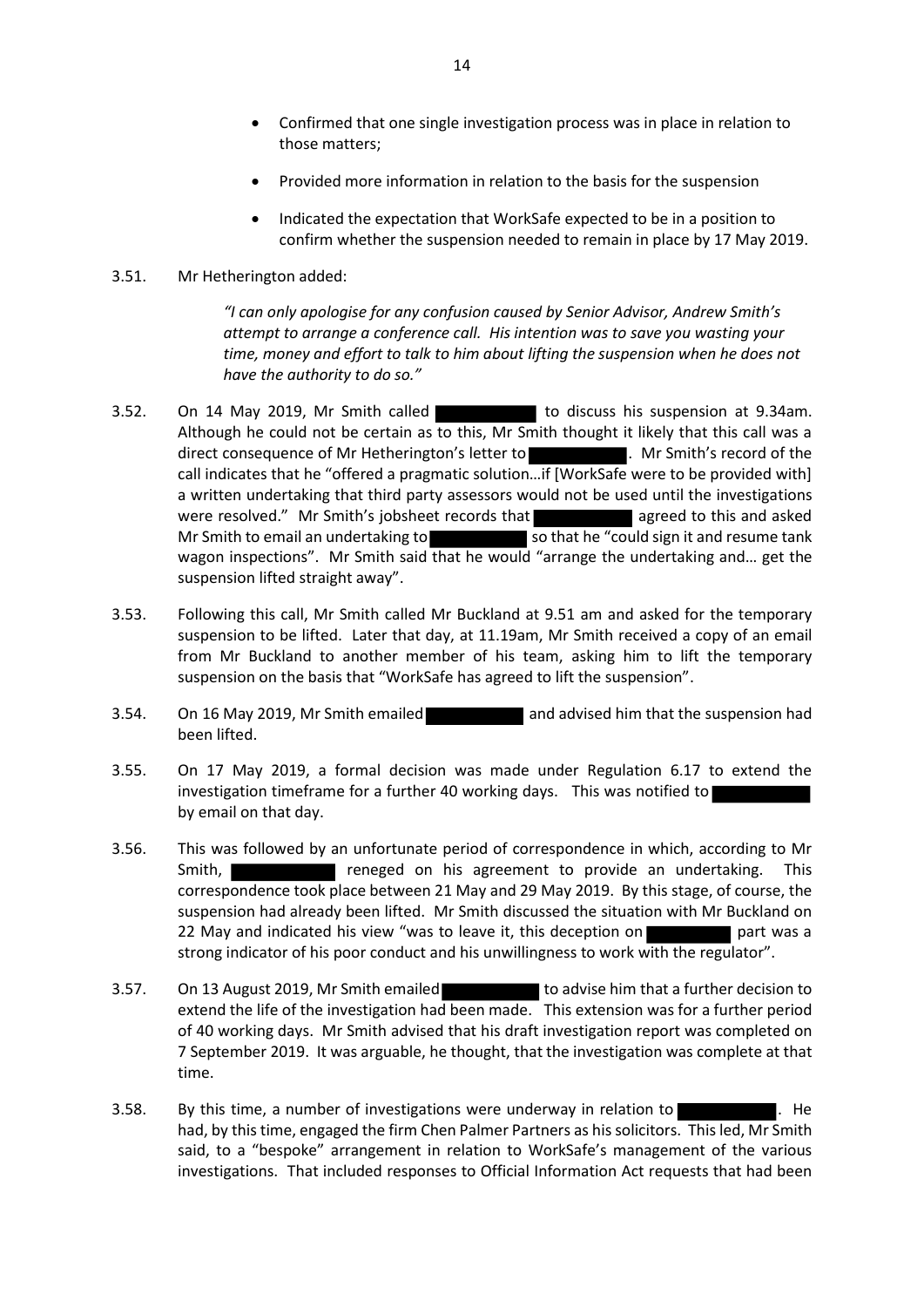- Confirmed that one single investigation process was in place in relation to those matters;
- Provided more information in relation to the basis for the suspension
- Indicated the expectation that WorkSafe expected to be in a position to confirm whether the suspension needed to remain in place by 17 May 2019.

3.51. Mr Hetherington added:

> *"I can only apologise for any confusion caused by Senior Advisor, Andrew Smith's attempt to arrange a conference call. His intention was to save you wasting your time, money and effort to talk to him about lifting the suspension when he does not have the authority to do so."*

3.52. On 14 May 2019, Mr Smith called ██████████ to discuss his suspension at 9.34am. Although he could not be certain as to this, Mr Smith thought it likely that this call was a direct consequence of Mr Hetherington's letter to ██████████. Mr Smith's record of the call indicates that he "offered a pragmatic solution…if [WorkSafe were to be provided with] a written undertaking that third party assessors would not be used until the investigations were resolved." Mr Smith's jobsheet records that ██████████ agreed to this and asked Mr Smith to email an undertaking to ██████████ so that he "could sign it and resume tank wagon inspections". Mr Smith said that he would "arrange the undertaking and… get the suspension lifted straight away".

3.53. Following this call, Mr Smith called Mr Buckland at 9.51 am and asked for the temporary suspension to be lifted. Later that day, at 11.19am, Mr Smith received a copy of an email from Mr Buckland to another member of his team, asking him to lift the temporary suspension on the basis that "WorkSafe has agreed to lift the suspension".

3.54. On 16 May 2019, Mr Smith emailed ██████████ and advised him that the suspension had been lifted.

3.55. On 17 May 2019, a formal decision was made under Regulation 6.17 to extend the investigation timeframe for a further 40 working days. This was notified to ██████████ by email on that day.

3.56. This was followed by an unfortunate period of correspondence in which, according to Mr Smith, ██████████ reneged on his agreement to provide an undertaking. This correspondence took place between 21 May and 29 May 2019. By this stage, of course, the suspension had already been lifted. Mr Smith discussed the situation with Mr Buckland on 22 May and indicated his view "was to leave it, this deception on ██████████ part was a strong indicator of his poor conduct and his unwillingness to work with the regulator".

3.57. On 13 August 2019, Mr Smith emailed ██████████ to advise him that a further decision to extend the life of the investigation had been made. This extension was for a further period of 40 working days. Mr Smith advised that his draft investigation report was completed on 7 September 2019. It was arguable, he thought, that the investigation was complete at that time.

3.58. By this time, a number of investigations were underway in relation to ██████████. He had, by this time, engaged the firm Chen Palmer Partners as his solicitors. This led, Mr Smith said, to a "bespoke" arrangement in relation to WorkSafe's management of the various investigations. That included responses to Official Information Act requests that had been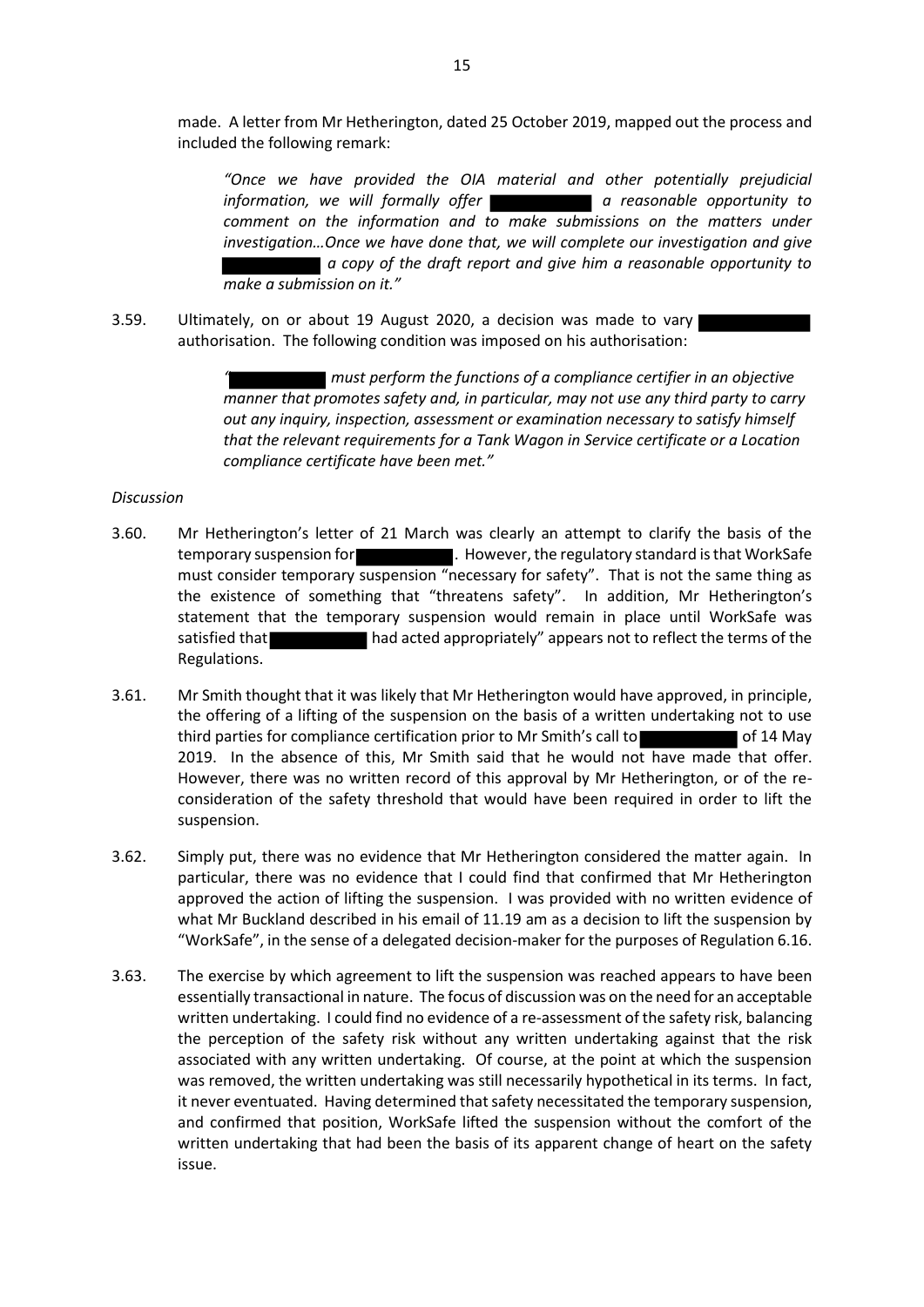made. A letter from Mr Hetherington, dated 25 October 2019, mapped out the process and included the following remark:

> *"Once we have provided the OIA material and other potentially prejudicial information, we will formally offer [redacted] a reasonable opportunity to comment on the information and to make submissions on the matters under investigation…Once we have done that, we will complete our investigation and give [redacted] a copy of the draft report and give him a reasonable opportunity to make a submission on it."*

3.59. Ultimately, on or about 19 August 2020, a decision was made to vary [redacted] authorisation. The following condition was imposed on his authorisation:

> *"[redacted] must perform the functions of a compliance certifier in an objective manner that promotes safety and, in particular, may not use any third party to carry out any inquiry, inspection, assessment or examination necessary to satisfy himself that the relevant requirements for a Tank Wagon in Service certificate or a Location compliance certificate have been met."*

*Discussion*

3.60. Mr Hetherington's letter of 21 March was clearly an attempt to clarify the basis of the temporary suspension for [redacted]. However, the regulatory standard is that WorkSafe must consider temporary suspension "necessary for safety". That is not the same thing as the existence of something that "threatens safety". In addition, Mr Hetherington's statement that the temporary suspension would remain in place until WorkSafe was satisfied that [redacted] had acted appropriately" appears not to reflect the terms of the Regulations.

3.61. Mr Smith thought that it was likely that Mr Hetherington would have approved, in principle, the offering of a lifting of the suspension on the basis of a written undertaking not to use third parties for compliance certification prior to Mr Smith's call to [redacted] of 14 May 2019. In the absence of this, Mr Smith said that he would not have made that offer. However, there was no written record of this approval by Mr Hetherington, or of the re-consideration of the safety threshold that would have been required in order to lift the suspension.

3.62. Simply put, there was no evidence that Mr Hetherington considered the matter again. In particular, there was no evidence that I could find that confirmed that Mr Hetherington approved the action of lifting the suspension. I was provided with no written evidence of what Mr Buckland described in his email of 11.19 am as a decision to lift the suspension by "WorkSafe", in the sense of a delegated decision-maker for the purposes of Regulation 6.16.

3.63. The exercise by which agreement to lift the suspension was reached appears to have been essentially transactional in nature. The focus of discussion was on the need for an acceptable written undertaking. I could find no evidence of a re-assessment of the safety risk, balancing the perception of the safety risk without any written undertaking against that the risk associated with any written undertaking. Of course, at the point at which the suspension was removed, the written undertaking was still necessarily hypothetical in its terms. In fact, it never eventuated. Having determined that safety necessitated the temporary suspension, and confirmed that position, WorkSafe lifted the suspension without the comfort of the written undertaking that had been the basis of its apparent change of heart on the safety issue.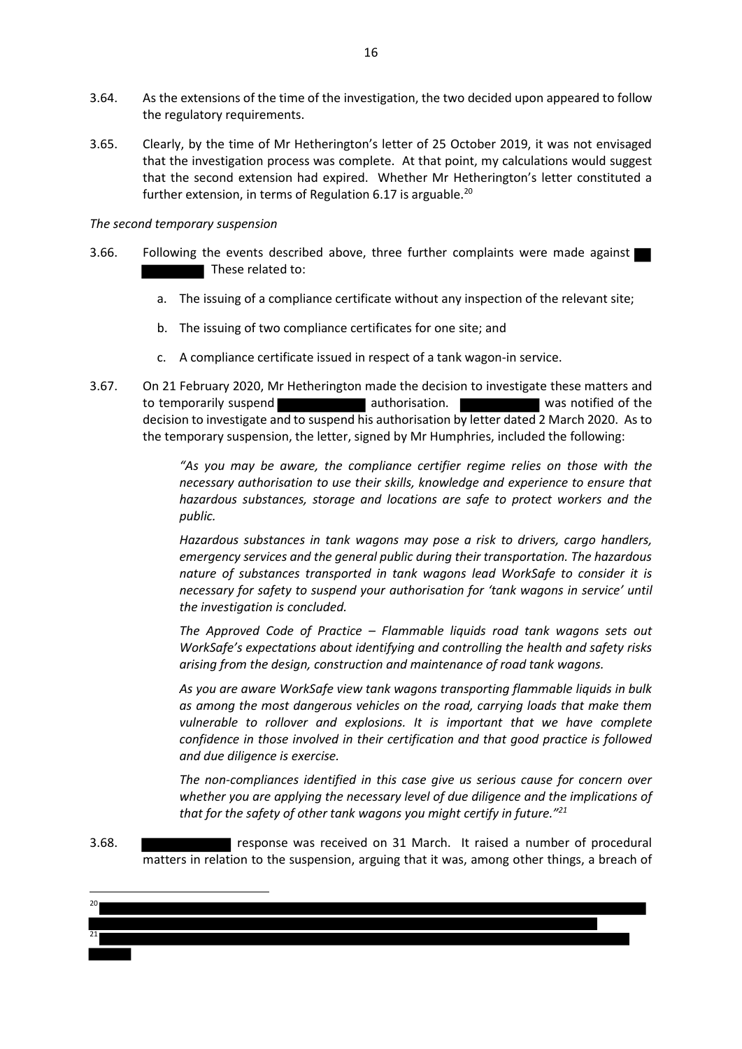3.64. As the extensions of the time of the investigation, the two decided upon appeared to follow the regulatory requirements.

3.65. Clearly, by the time of Mr Hetherington's letter of 25 October 2019, it was not envisaged that the investigation process was complete. At that point, my calculations would suggest that the second extension had expired. Whether Mr Hetherington's letter constituted a further extension, in terms of Regulation 6.17 is arguable.[20]

*The second temporary suspension*

3.66. Following the events described above, three further complaints were made against These related to:

a. The issuing of a compliance certificate without any inspection of the relevant site;

b. The issuing of two compliance certificates for one site; and

c. A compliance certificate issued in respect of a tank wagon-in service.

3.67. On 21 February 2020, Mr Hetherington made the decision to investigate these matters and to temporarily suspend authorisation. was notified of the decision to investigate and to suspend his authorisation by letter dated 2 March 2020. As to the temporary suspension, the letter, signed by Mr Humphries, included the following:

> *"As you may be aware, the compliance certifier regime relies on those with the necessary authorisation to use their skills, knowledge and experience to ensure that hazardous substances, storage and locations are safe to protect workers and the public.*
>
> *Hazardous substances in tank wagons may pose a risk to drivers, cargo handlers, emergency services and the general public during their transportation. The hazardous nature of substances transported in tank wagons lead WorkSafe to consider it is necessary for safety to suspend your authorisation for 'tank wagons in service' until the investigation is concluded.*
>
> *The Approved Code of Practice – Flammable liquids road tank wagons sets out WorkSafe's expectations about identifying and controlling the health and safety risks arising from the design, construction and maintenance of road tank wagons.*
>
> *As you are aware WorkSafe view tank wagons transporting flammable liquids in bulk as among the most dangerous vehicles on the road, carrying loads that make them vulnerable to rollover and explosions. It is important that we have complete confidence in those involved in their certification and that good practice is followed and due diligence is exercise.*
>
> *The non-compliances identified in this case give us serious cause for concern over whether you are applying the necessary level of due diligence and the implications of that for the safety of other tank wagons you might certify in future."*[21]

3.68. response was received on 31 March. It raised a number of procedural matters in relation to the suspension, arguing that it was, among other things, a breach of

[20]

[21]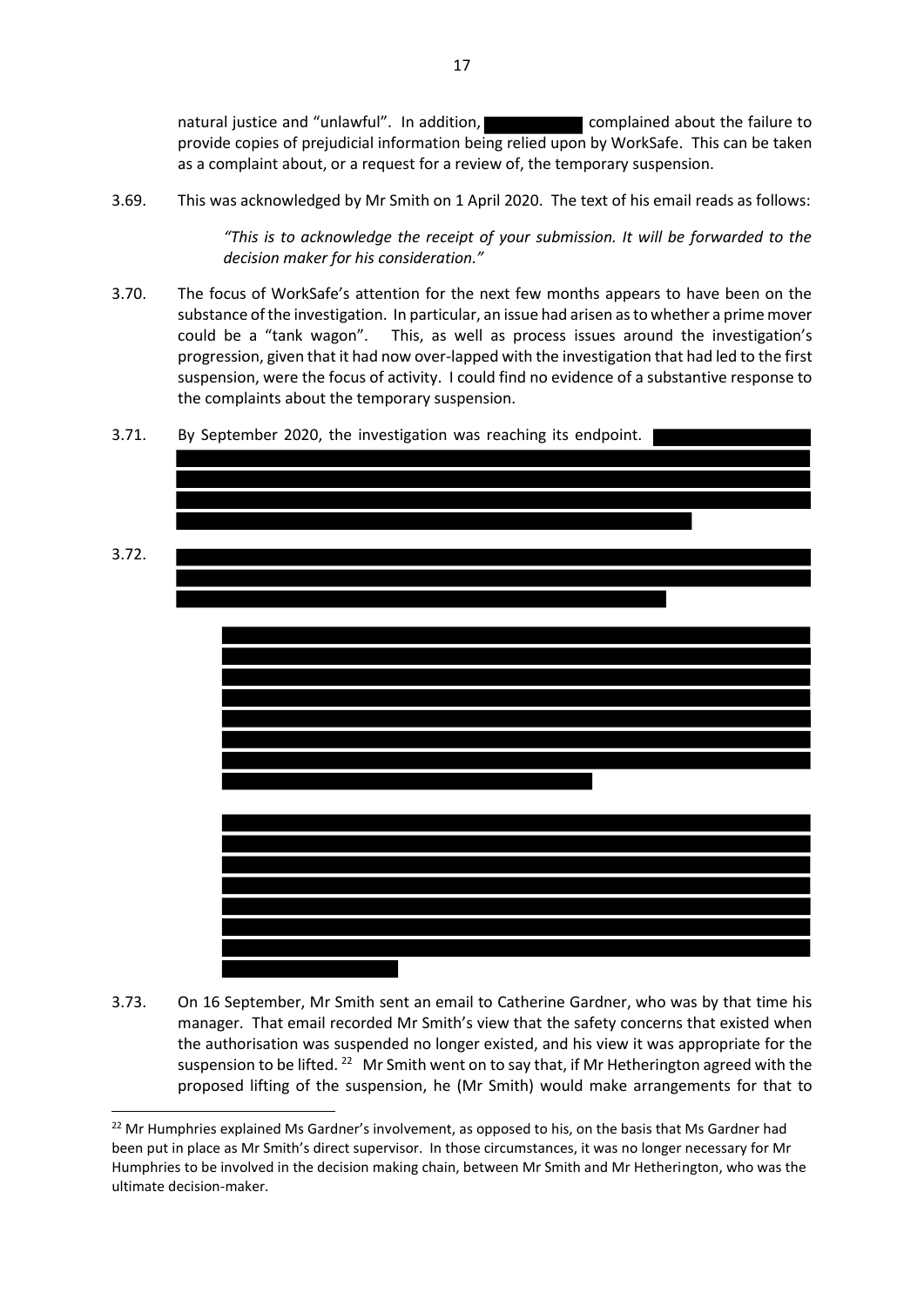natural justice and "unlawful". In addition, [redacted] complained about the failure to provide copies of prejudicial information being relied upon by WorkSafe. This can be taken as a complaint about, or a request for a review of, the temporary suspension.

3.69. This was acknowledged by Mr Smith on 1 April 2020. The text of his email reads as follows:

> *"This is to acknowledge the receipt of your submission. It will be forwarded to the decision maker for his consideration."*

3.70. The focus of WorkSafe's attention for the next few months appears to have been on the substance of the investigation. In particular, an issue had arisen as to whether a prime mover could be a "tank wagon". This, as well as process issues around the investigation's progression, given that it had now over-lapped with the investigation that had led to the first suspension, were the focus of activity. I could find no evidence of a substantive response to the complaints about the temporary suspension.

3.71. By September 2020, the investigation was reaching its endpoint. [redacted]

3.72. [redacted]

> [redacted]

> [redacted]

3.73. On 16 September, Mr Smith sent an email to Catherine Gardner, who was by that time his manager. That email recorded Mr Smith's view that the safety concerns that existed when the authorisation was suspended no longer existed, and his view it was appropriate for the suspension to be lifted.[22] Mr Smith went on to say that, if Mr Hetherington agreed with the proposed lifting of the suspension, he (Mr Smith) would make arrangements for that to

[22] Mr Humphries explained Ms Gardner's involvement, as opposed to his, on the basis that Ms Gardner had been put in place as Mr Smith's direct supervisor. In those circumstances, it was no longer necessary for Mr Humphries to be involved in the decision making chain, between Mr Smith and Mr Hetherington, who was the ultimate decision-maker.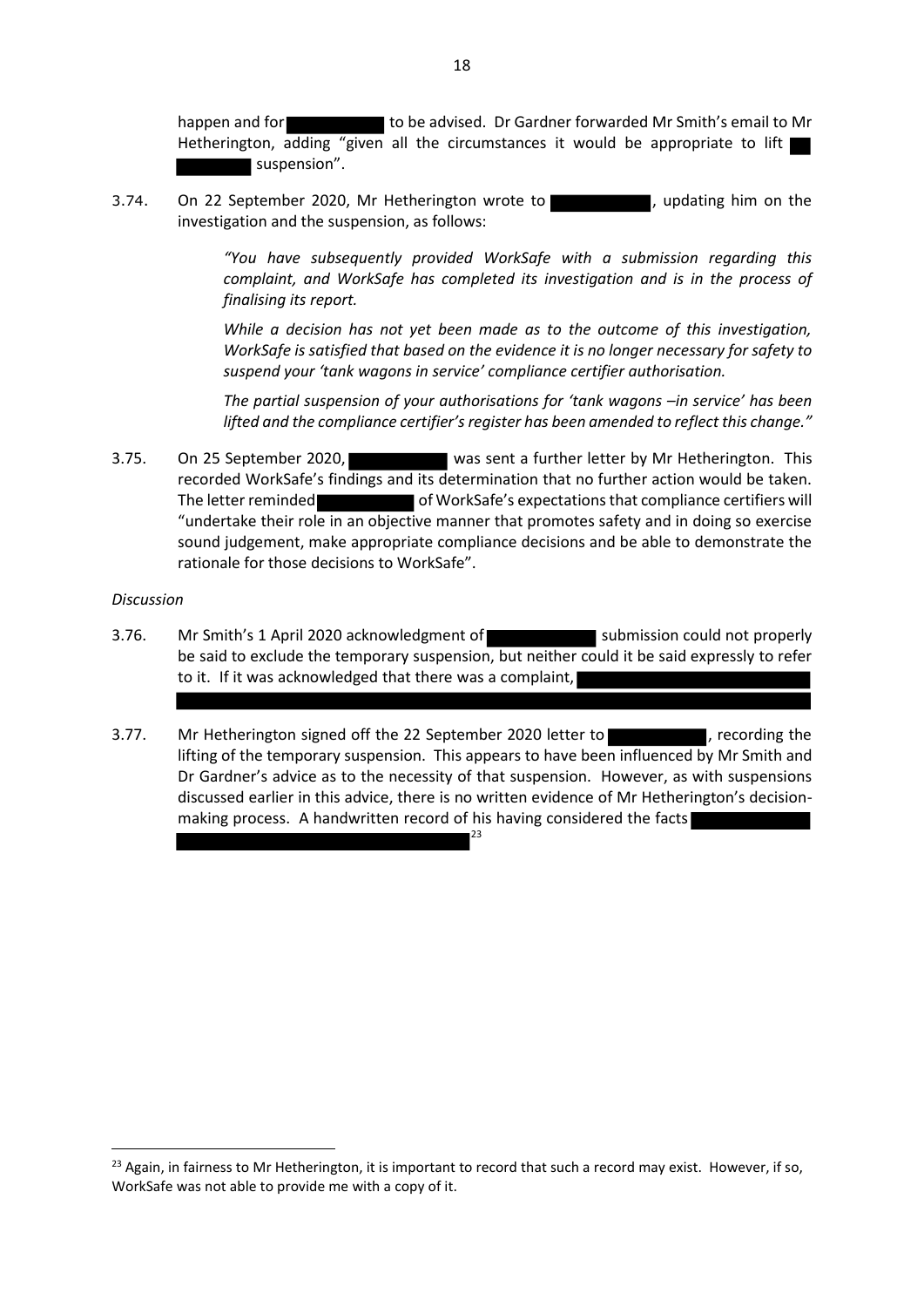happen and for [redacted] to be advised. Dr Gardner forwarded Mr Smith's email to Mr Hetherington, adding "given all the circumstances it would be appropriate to lift [redacted] suspension".

3.74. On 22 September 2020, Mr Hetherington wrote to [redacted], updating him on the investigation and the suspension, as follows:

> *"You have subsequently provided WorkSafe with a submission regarding this complaint, and WorkSafe has completed its investigation and is in the process of finalising its report.*
>
> *While a decision has not yet been made as to the outcome of this investigation, WorkSafe is satisfied that based on the evidence it is no longer necessary for safety to suspend your 'tank wagons in service' compliance certifier authorisation.*
>
> *The partial suspension of your authorisations for 'tank wagons –in service' has been lifted and the compliance certifier's register has been amended to reflect this change."*

3.75. On 25 September 2020, [redacted] was sent a further letter by Mr Hetherington. This recorded WorkSafe's findings and its determination that no further action would be taken. The letter reminded [redacted] of WorkSafe's expectations that compliance certifiers will "undertake their role in an objective manner that promotes safety and in doing so exercise sound judgement, make appropriate compliance decisions and be able to demonstrate the rationale for those decisions to WorkSafe".

*Discussion*

3.76. Mr Smith's 1 April 2020 acknowledgment of [redacted] submission could not properly be said to exclude the temporary suspension, but neither could it be said expressly to refer to it. If it was acknowledged that there was a complaint, [redacted]

3.77. Mr Hetherington signed off the 22 September 2020 letter to [redacted], recording the lifting of the temporary suspension. This appears to have been influenced by Mr Smith and Dr Gardner's advice as to the necessity of that suspension. However, as with suspensions discussed earlier in this advice, there is no written evidence of Mr Hetherington's decision-making process. A handwritten record of his having considered the facts [redacted][23]

[23] Again, in fairness to Mr Hetherington, it is important to record that such a record may exist. However, if so, WorkSafe was not able to provide me with a copy of it.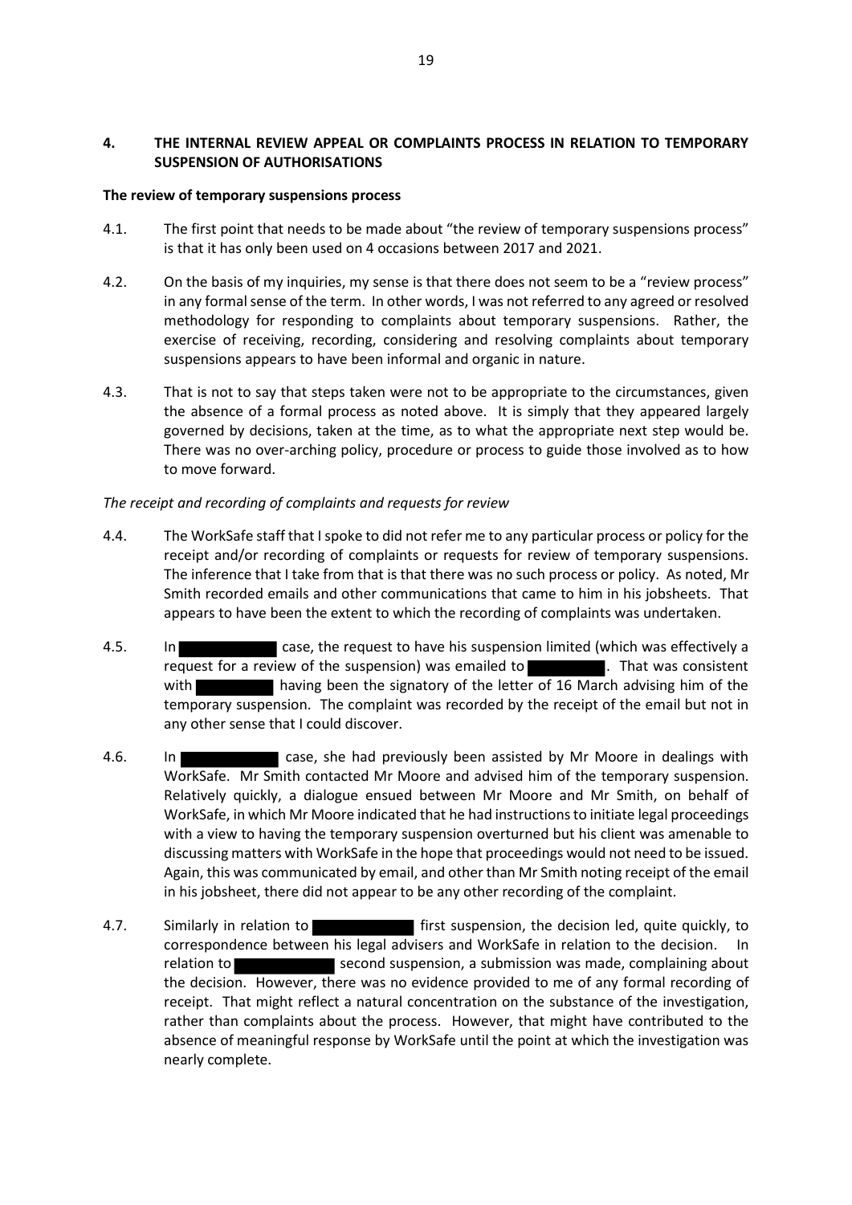## 4. THE INTERNAL REVIEW APPEAL OR COMPLAINTS PROCESS IN RELATION TO TEMPORARY SUSPENSION OF AUTHORISATIONS

### The review of temporary suspensions process

4.1. The first point that needs to be made about "the review of temporary suspensions process" is that it has only been used on 4 occasions between 2017 and 2021.

4.2. On the basis of my inquiries, my sense is that there does not seem to be a "review process" in any formal sense of the term. In other words, I was not referred to any agreed or resolved methodology for responding to complaints about temporary suspensions. Rather, the exercise of receiving, recording, considering and resolving complaints about temporary suspensions appears to have been informal and organic in nature.

4.3. That is not to say that steps taken were not to be appropriate to the circumstances, given the absence of a formal process as noted above. It is simply that they appeared largely governed by decisions, taken at the time, as to what the appropriate next step would be. There was no over-arching policy, procedure or process to guide those involved as to how to move forward.

*The receipt and recording of complaints and requests for review*

4.4. The WorkSafe staff that I spoke to did not refer me to any particular process or policy for the receipt and/or recording of complaints or requests for review of temporary suspensions. The inference that I take from that is that there was no such process or policy. As noted, Mr Smith recorded emails and other communications that came to him in his jobsheets. That appears to have been the extent to which the recording of complaints was undertaken.

4.5. In ██████████ case, the request to have his suspension limited (which was effectively a request for a review of the suspension) was emailed to ████████. That was consistent with ████████ having been the signatory of the letter of 16 March advising him of the temporary suspension. The complaint was recorded by the receipt of the email but not in any other sense that I could discover.

4.6. In ██████████ case, she had previously been assisted by Mr Moore in dealings with WorkSafe. Mr Smith contacted Mr Moore and advised him of the temporary suspension. Relatively quickly, a dialogue ensued between Mr Moore and Mr Smith, on behalf of WorkSafe, in which Mr Moore indicated that he had instructions to initiate legal proceedings with a view to having the temporary suspension overturned but his client was amenable to discussing matters with WorkSafe in the hope that proceedings would not need to be issued. Again, this was communicated by email, and other than Mr Smith noting receipt of the email in his jobsheet, there did not appear to be any other recording of the complaint.

4.7. Similarly in relation to ██████████ first suspension, the decision led, quite quickly, to correspondence between his legal advisers and WorkSafe in relation to the decision. In relation to ██████████ second suspension, a submission was made, complaining about the decision. However, there was no evidence provided to me of any formal recording of receipt. That might reflect a natural concentration on the substance of the investigation, rather than complaints about the process. However, that might have contributed to the absence of meaningful response by WorkSafe until the point at which the investigation was nearly complete.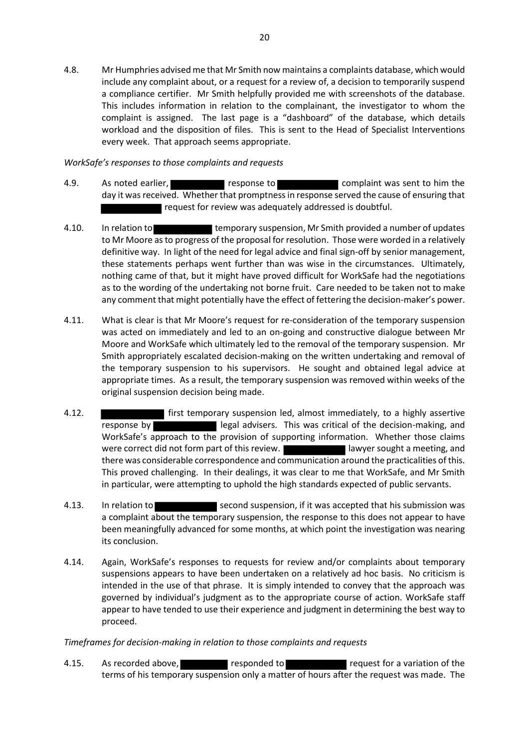4.8. Mr Humphries advised me that Mr Smith now maintains a complaints database, which would include any complaint about, or a request for a review of, a decision to temporarily suspend a compliance certifier. Mr Smith helpfully provided me with screenshots of the database. This includes information in relation to the complainant, the investigator to whom the complaint is assigned. The last page is a "dashboard" of the database, which details workload and the disposition of files. This is sent to the Head of Specialist Interventions every week. That approach seems appropriate.

*WorkSafe's responses to those complaints and requests*

4.9. As noted earlier, ██████ response to ██████ complaint was sent to him the day it was received. Whether that promptness in response served the cause of ensuring that ██████ request for review was adequately addressed is doubtful.

4.10. In relation to ██████ temporary suspension, Mr Smith provided a number of updates to Mr Moore as to progress of the proposal for resolution. Those were worded in a relatively definitive way. In light of the need for legal advice and final sign-off by senior management, these statements perhaps went further than was wise in the circumstances. Ultimately, nothing came of that, but it might have proved difficult for WorkSafe had the negotiations as to the wording of the undertaking not borne fruit. Care needed to be taken not to make any comment that might potentially have the effect of fettering the decision-maker's power.

4.11. What is clear is that Mr Moore's request for re-consideration of the temporary suspension was acted on immediately and led to an on-going and constructive dialogue between Mr Moore and WorkSafe which ultimately led to the removal of the temporary suspension. Mr Smith appropriately escalated decision-making on the written undertaking and removal of the temporary suspension to his supervisors. He sought and obtained legal advice at appropriate times. As a result, the temporary suspension was removed within weeks of the original suspension decision being made.

4.12. ██████ first temporary suspension led, almost immediately, to a highly assertive response by ██████ legal advisers. This was critical of the decision-making, and WorkSafe's approach to the provision of supporting information. Whether those claims were correct did not form part of this review. ██████ lawyer sought a meeting, and there was considerable correspondence and communication around the practicalities of this. This proved challenging. In their dealings, it was clear to me that WorkSafe, and Mr Smith in particular, were attempting to uphold the high standards expected of public servants.

4.13. In relation to ██████ second suspension, if it was accepted that his submission was a complaint about the temporary suspension, the response to this does not appear to have been meaningfully advanced for some months, at which point the investigation was nearing its conclusion.

4.14. Again, WorkSafe's responses to requests for review and/or complaints about temporary suspensions appears to have been undertaken on a relatively ad hoc basis. No criticism is intended in the use of that phrase. It is simply intended to convey that the approach was governed by individual's judgment as to the appropriate course of action. WorkSafe staff appear to have tended to use their experience and judgment in determining the best way to proceed.

*Timeframes for decision-making in relation to those complaints and requests*

4.15. As recorded above, ██████ responded to ██████ request for a variation of the terms of his temporary suspension only a matter of hours after the request was made. The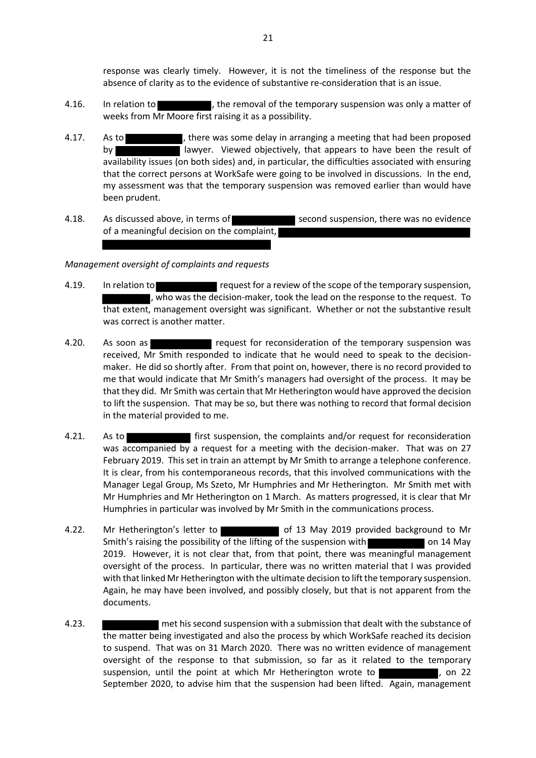response was clearly timely. However, it is not the timeliness of the response but the absence of clarity as to the evidence of substantive re-consideration that is an issue.

4.16. In relation to [REDACTED], the removal of the temporary suspension was only a matter of weeks from Mr Moore first raising it as a possibility.

4.17. As to [REDACTED], there was some delay in arranging a meeting that had been proposed by [REDACTED] lawyer. Viewed objectively, that appears to have been the result of availability issues (on both sides) and, in particular, the difficulties associated with ensuring that the correct persons at WorkSafe were going to be involved in discussions. In the end, my assessment was that the temporary suspension was removed earlier than would have been prudent.

4.18. As discussed above, in terms of [REDACTED] second suspension, there was no evidence of a meaningful decision on the complaint, [REDACTED]

*Management oversight of complaints and requests*

4.19. In relation to [REDACTED] request for a review of the scope of the temporary suspension, [REDACTED], who was the decision-maker, took the lead on the response to the request. To that extent, management oversight was significant. Whether or not the substantive result was correct is another matter.

4.20. As soon as [REDACTED] request for reconsideration of the temporary suspension was received, Mr Smith responded to indicate that he would need to speak to the decision-maker. He did so shortly after. From that point on, however, there is no record provided to me that would indicate that Mr Smith's managers had oversight of the process. It may be that they did. Mr Smith was certain that Mr Hetherington would have approved the decision to lift the suspension. That may be so, but there was nothing to record that formal decision in the material provided to me.

4.21. As to [REDACTED] first suspension, the complaints and/or request for reconsideration was accompanied by a request for a meeting with the decision-maker. That was on 27 February 2019. This set in train an attempt by Mr Smith to arrange a telephone conference. It is clear, from his contemporaneous records, that this involved communications with the Manager Legal Group, Ms Szeto, Mr Humphries and Mr Hetherington. Mr Smith met with Mr Humphries and Mr Hetherington on 1 March. As matters progressed, it is clear that Mr Humphries in particular was involved by Mr Smith in the communications process.

4.22. Mr Hetherington's letter to [REDACTED] of 13 May 2019 provided background to Mr Smith's raising the possibility of the lifting of the suspension with [REDACTED] on 14 May 2019. However, it is not clear that, from that point, there was meaningful management oversight of the process. In particular, there was no written material that I was provided with that linked Mr Hetherington with the ultimate decision to lift the temporary suspension. Again, he may have been involved, and possibly closely, but that is not apparent from the documents.

4.23. [REDACTED] met his second suspension with a submission that dealt with the substance of the matter being investigated and also the process by which WorkSafe reached its decision to suspend. That was on 31 March 2020. There was no written evidence of management oversight of the response to that submission, so far as it related to the temporary suspension, until the point at which Mr Hetherington wrote to [REDACTED], on 22 September 2020, to advise him that the suspension had been lifted. Again, management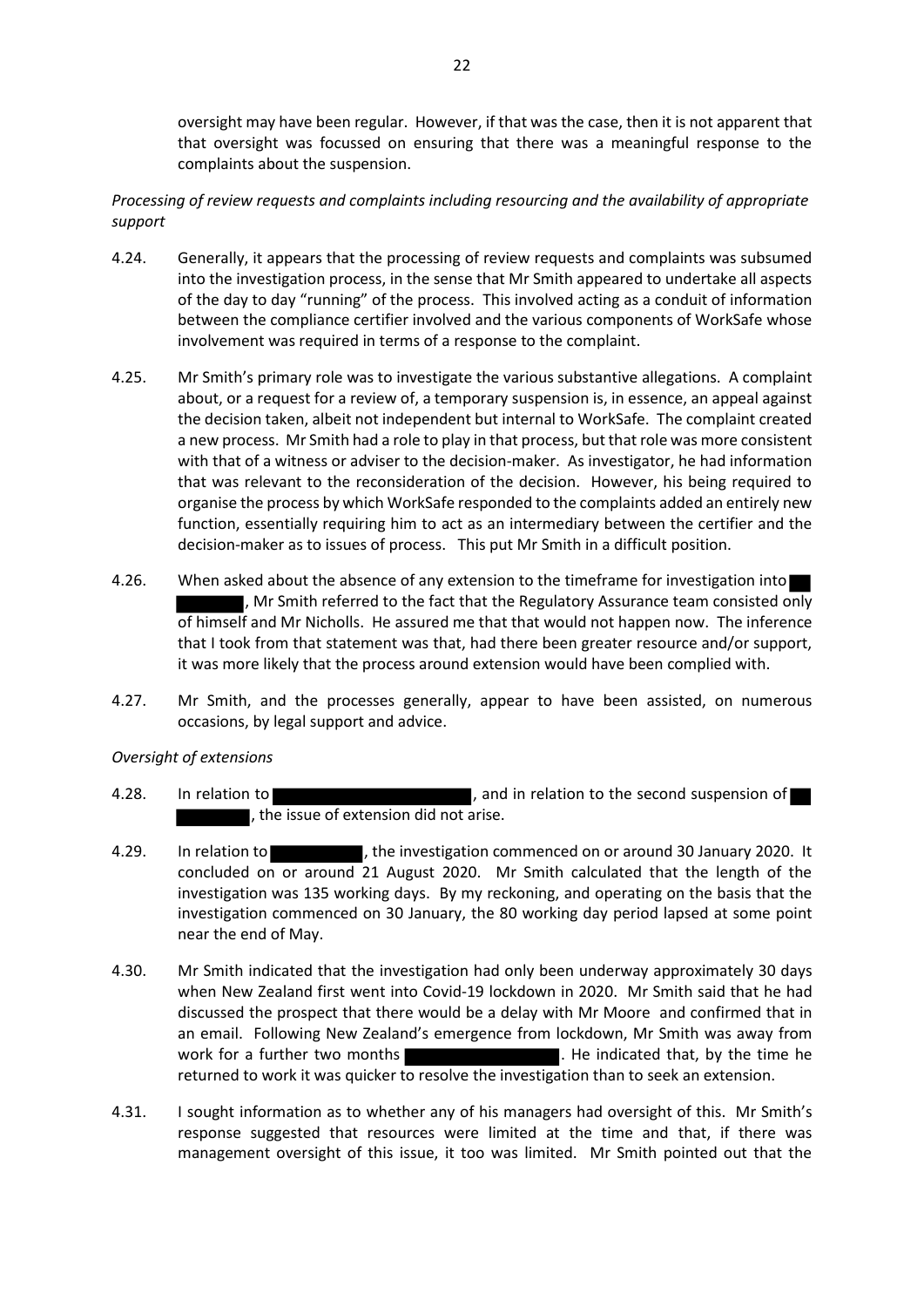oversight may have been regular. However, if that was the case, then it is not apparent that that oversight was focussed on ensuring that there was a meaningful response to the complaints about the suspension.

*Processing of review requests and complaints including resourcing and the availability of appropriate support*

4.24. Generally, it appears that the processing of review requests and complaints was subsumed into the investigation process, in the sense that Mr Smith appeared to undertake all aspects of the day to day "running" of the process. This involved acting as a conduit of information between the compliance certifier involved and the various components of WorkSafe whose involvement was required in terms of a response to the complaint.

4.25. Mr Smith's primary role was to investigate the various substantive allegations. A complaint about, or a request for a review of, a temporary suspension is, in essence, an appeal against the decision taken, albeit not independent but internal to WorkSafe. The complaint created a new process. Mr Smith had a role to play in that process, but that role was more consistent with that of a witness or adviser to the decision-maker. As investigator, he had information that was relevant to the reconsideration of the decision. However, his being required to organise the process by which WorkSafe responded to the complaints added an entirely new function, essentially requiring him to act as an intermediary between the certifier and the decision-maker as to issues of process. This put Mr Smith in a difficult position.

4.26. When asked about the absence of any extension to the timeframe for investigation into [redacted], Mr Smith referred to the fact that the Regulatory Assurance team consisted only of himself and Mr Nicholls. He assured me that that would not happen now. The inference that I took from that statement was that, had there been greater resource and/or support, it was more likely that the process around extension would have been complied with.

4.27. Mr Smith, and the processes generally, appear to have been assisted, on numerous occasions, by legal support and advice.

*Oversight of extensions*

4.28. In relation to [redacted], and in relation to the second suspension of [redacted], the issue of extension did not arise.

4.29. In relation to [redacted], the investigation commenced on or around 30 January 2020. It concluded on or around 21 August 2020. Mr Smith calculated that the length of the investigation was 135 working days. By my reckoning, and operating on the basis that the investigation commenced on 30 January, the 80 working day period lapsed at some point near the end of May.

4.30. Mr Smith indicated that the investigation had only been underway approximately 30 days when New Zealand first went into Covid-19 lockdown in 2020. Mr Smith said that he had discussed the prospect that there would be a delay with Mr Moore and confirmed that in an email. Following New Zealand's emergence from lockdown, Mr Smith was away from work for a further two months [redacted]. He indicated that, by the time he returned to work it was quicker to resolve the investigation than to seek an extension.

4.31. I sought information as to whether any of his managers had oversight of this. Mr Smith's response suggested that resources were limited at the time and that, if there was management oversight of this issue, it too was limited. Mr Smith pointed out that the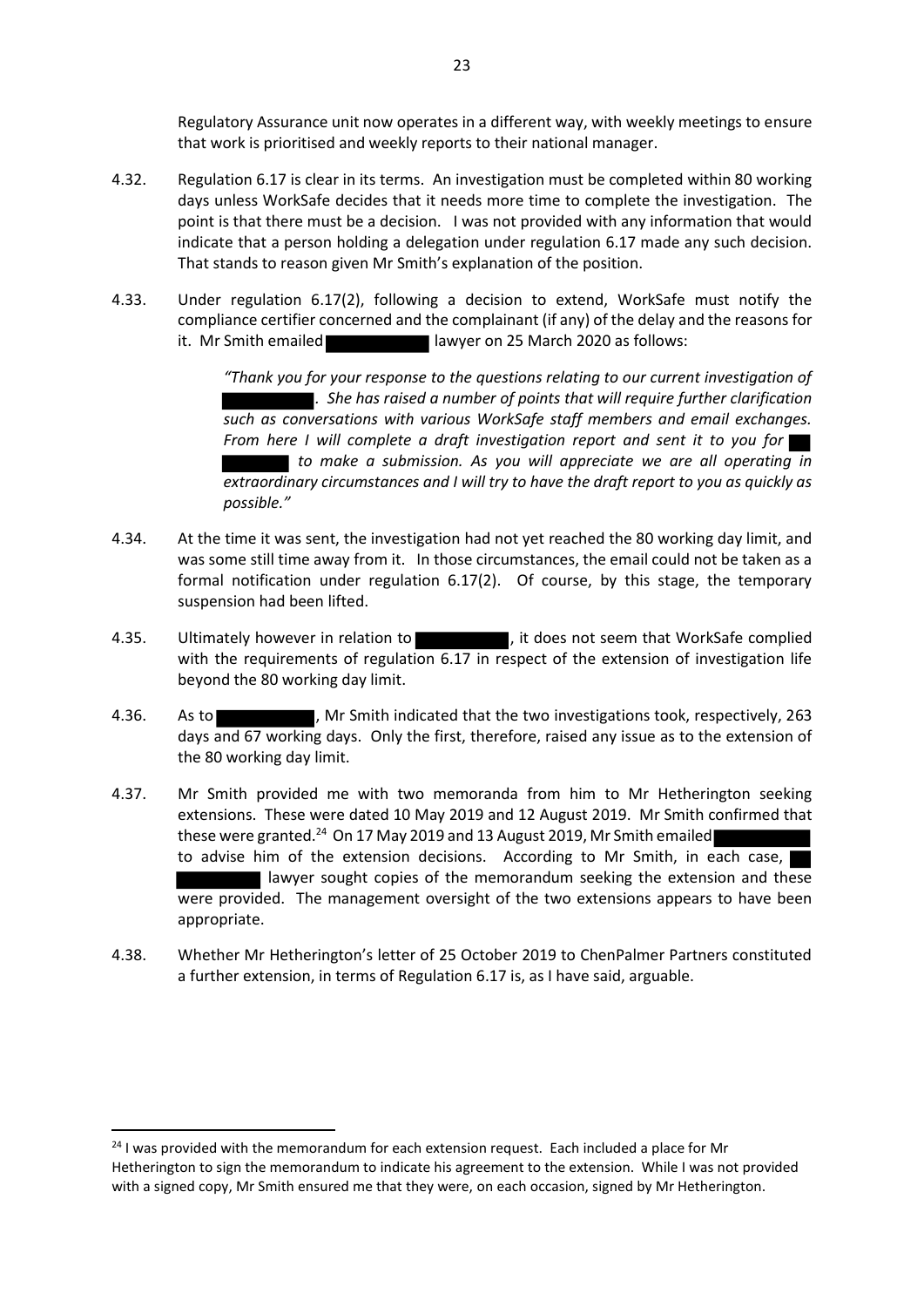Regulatory Assurance unit now operates in a different way, with weekly meetings to ensure that work is prioritised and weekly reports to their national manager.

4.32. Regulation 6.17 is clear in its terms. An investigation must be completed within 80 working days unless WorkSafe decides that it needs more time to complete the investigation. The point is that there must be a decision. I was not provided with any information that would indicate that a person holding a delegation under regulation 6.17 made any such decision. That stands to reason given Mr Smith's explanation of the position.

4.33. Under regulation 6.17(2), following a decision to extend, WorkSafe must notify the compliance certifier concerned and the complainant (if any) of the delay and the reasons for it. Mr Smith emailed ██████████ lawyer on 25 March 2020 as follows:

> *"Thank you for your response to the questions relating to our current investigation of ██████████. She has raised a number of points that will require further clarification such as conversations with various WorkSafe staff members and email exchanges. From here I will complete a draft investigation report and sent it to you for ██ ███████ to make a submission. As you will appreciate we are all operating in extraordinary circumstances and I will try to have the draft report to you as quickly as possible."*

4.34. At the time it was sent, the investigation had not yet reached the 80 working day limit, and was some still time away from it. In those circumstances, the email could not be taken as a formal notification under regulation 6.17(2). Of course, by this stage, the temporary suspension had been lifted.

4.35. Ultimately however in relation to ██████████, it does not seem that WorkSafe complied with the requirements of regulation 6.17 in respect of the extension of investigation life beyond the 80 working day limit.

4.36. As to ██████████, Mr Smith indicated that the two investigations took, respectively, 263 days and 67 working days. Only the first, therefore, raised any issue as to the extension of the 80 working day limit.

4.37. Mr Smith provided me with two memoranda from him to Mr Hetherington seeking extensions. These were dated 10 May 2019 and 12 August 2019. Mr Smith confirmed that these were granted.[24] On 17 May 2019 and 13 August 2019, Mr Smith emailed ██████████ to advise him of the extension decisions. According to Mr Smith, in each case, ██ ████████ lawyer sought copies of the memorandum seeking the extension and these were provided. The management oversight of the two extensions appears to have been appropriate.

4.38. Whether Mr Hetherington's letter of 25 October 2019 to ChenPalmer Partners constituted a further extension, in terms of Regulation 6.17 is, as I have said, arguable.

---

[24] I was provided with the memorandum for each extension request. Each included a place for Mr Hetherington to sign the memorandum to indicate his agreement to the extension. While I was not provided with a signed copy, Mr Smith ensured me that they were, on each occasion, signed by Mr Hetherington.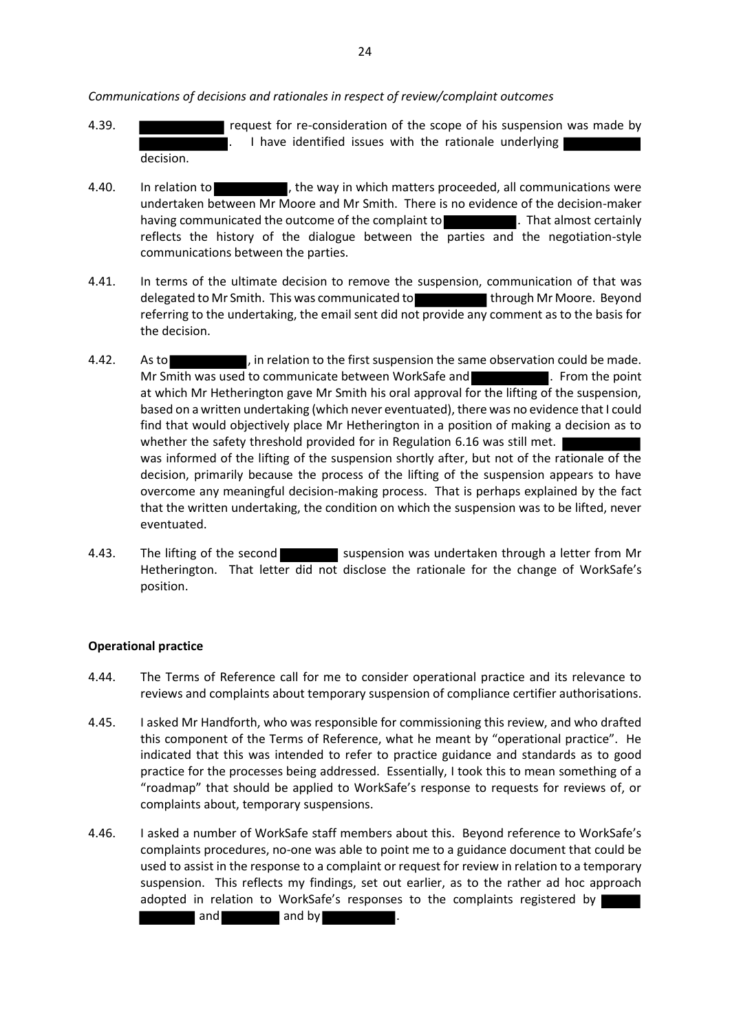*Communications of decisions and rationales in respect of review/complaint outcomes*

4.39. ██████████ request for re-consideration of the scope of his suspension was made by ██████████. I have identified issues with the rationale underlying ██████████ decision.

4.40. In relation to ██████████, the way in which matters proceeded, all communications were undertaken between Mr Moore and Mr Smith. There is no evidence of the decision-maker having communicated the outcome of the complaint to ██████████. That almost certainly reflects the history of the dialogue between the parties and the negotiation-style communications between the parties.

4.41. In terms of the ultimate decision to remove the suspension, communication of that was delegated to Mr Smith. This was communicated to ██████████ through Mr Moore. Beyond referring to the undertaking, the email sent did not provide any comment as to the basis for the decision.

4.42. As to ██████████, in relation to the first suspension the same observation could be made. Mr Smith was used to communicate between WorkSafe and ██████████. From the point at which Mr Hetherington gave Mr Smith his oral approval for the lifting of the suspension, based on a written undertaking (which never eventuated), there was no evidence that I could find that would objectively place Mr Hetherington in a position of making a decision as to whether the safety threshold provided for in Regulation 6.16 was still met. ██████████ was informed of the lifting of the suspension shortly after, but not of the rationale of the decision, primarily because the process of the lifting of the suspension appears to have overcome any meaningful decision-making process. That is perhaps explained by the fact that the written undertaking, the condition on which the suspension was to be lifted, never eventuated.

4.43. The lifting of the second ████████ suspension was undertaken through a letter from Mr Hetherington. That letter did not disclose the rationale for the change of WorkSafe's position.

**Operational practice**

4.44. The Terms of Reference call for me to consider operational practice and its relevance to reviews and complaints about temporary suspension of compliance certifier authorisations.

4.45. I asked Mr Handforth, who was responsible for commissioning this review, and who drafted this component of the Terms of Reference, what he meant by "operational practice". He indicated that this was intended to refer to practice guidance and standards as to good practice for the processes being addressed. Essentially, I took this to mean something of a "roadmap" that should be applied to WorkSafe's response to requests for reviews of, or complaints about, temporary suspensions.

4.46. I asked a number of WorkSafe staff members about this. Beyond reference to WorkSafe's complaints procedures, no-one was able to point me to a guidance document that could be used to assist in the response to a complaint or request for review in relation to a temporary suspension. This reflects my findings, set out earlier, as to the rather ad hoc approach adopted in relation to WorkSafe's responses to the complaints registered by ██████████ and ████████ and by ██████████.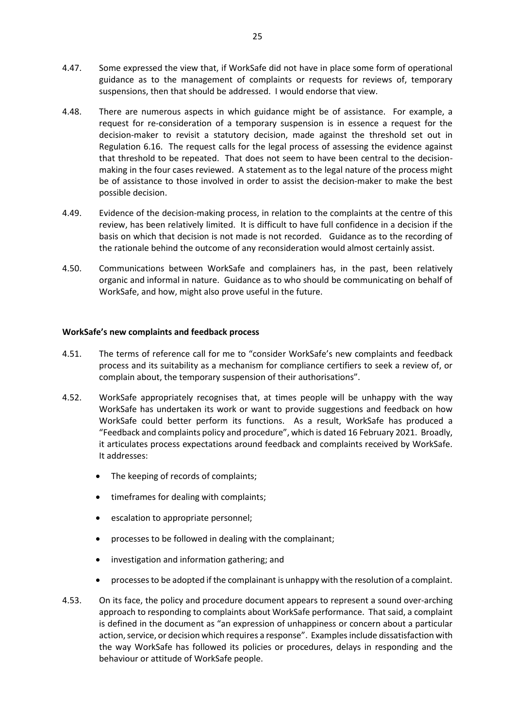4.47. Some expressed the view that, if WorkSafe did not have in place some form of operational guidance as to the management of complaints or requests for reviews of, temporary suspensions, then that should be addressed. I would endorse that view.

4.48. There are numerous aspects in which guidance might be of assistance. For example, a request for re-consideration of a temporary suspension is in essence a request for the decision-maker to revisit a statutory decision, made against the threshold set out in Regulation 6.16. The request calls for the legal process of assessing the evidence against that threshold to be repeated. That does not seem to have been central to the decision-making in the four cases reviewed. A statement as to the legal nature of the process might be of assistance to those involved in order to assist the decision-maker to make the best possible decision.

4.49. Evidence of the decision-making process, in relation to the complaints at the centre of this review, has been relatively limited. It is difficult to have full confidence in a decision if the basis on which that decision is not made is not recorded. Guidance as to the recording of the rationale behind the outcome of any reconsideration would almost certainly assist.

4.50. Communications between WorkSafe and complainers has, in the past, been relatively organic and informal in nature. Guidance as to who should be communicating on behalf of WorkSafe, and how, might also prove useful in the future.

**WorkSafe's new complaints and feedback process**

4.51. The terms of reference call for me to "consider WorkSafe's new complaints and feedback process and its suitability as a mechanism for compliance certifiers to seek a review of, or complain about, the temporary suspension of their authorisations".

4.52. WorkSafe appropriately recognises that, at times people will be unhappy with the way WorkSafe has undertaken its work or want to provide suggestions and feedback on how WorkSafe could better perform its functions. As a result, WorkSafe has produced a "Feedback and complaints policy and procedure", which is dated 16 February 2021. Broadly, it articulates process expectations around feedback and complaints received by WorkSafe. It addresses:

- The keeping of records of complaints;
- timeframes for dealing with complaints;
- escalation to appropriate personnel;
- processes to be followed in dealing with the complainant;
- investigation and information gathering; and
- processes to be adopted if the complainant is unhappy with the resolution of a complaint.

4.53. On its face, the policy and procedure document appears to represent a sound over-arching approach to responding to complaints about WorkSafe performance. That said, a complaint is defined in the document as "an expression of unhappiness or concern about a particular action, service, or decision which requires a response". Examples include dissatisfaction with the way WorkSafe has followed its policies or procedures, delays in responding and the behaviour or attitude of WorkSafe people.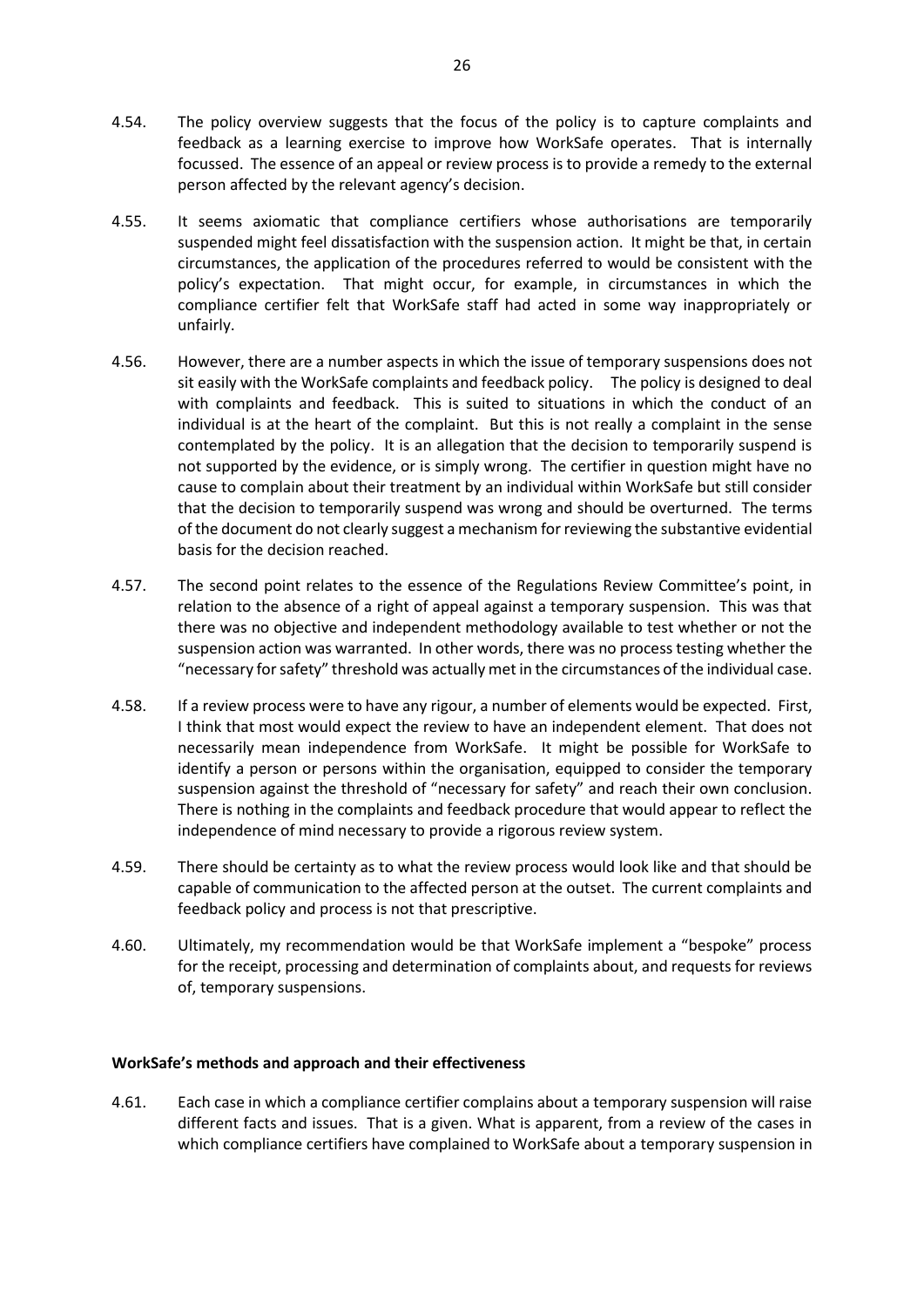4.54. The policy overview suggests that the focus of the policy is to capture complaints and feedback as a learning exercise to improve how WorkSafe operates. That is internally focussed. The essence of an appeal or review process is to provide a remedy to the external person affected by the relevant agency's decision.

4.55. It seems axiomatic that compliance certifiers whose authorisations are temporarily suspended might feel dissatisfaction with the suspension action. It might be that, in certain circumstances, the application of the procedures referred to would be consistent with the policy's expectation. That might occur, for example, in circumstances in which the compliance certifier felt that WorkSafe staff had acted in some way inappropriately or unfairly.

4.56. However, there are a number aspects in which the issue of temporary suspensions does not sit easily with the WorkSafe complaints and feedback policy. The policy is designed to deal with complaints and feedback. This is suited to situations in which the conduct of an individual is at the heart of the complaint. But this is not really a complaint in the sense contemplated by the policy. It is an allegation that the decision to temporarily suspend is not supported by the evidence, or is simply wrong. The certifier in question might have no cause to complain about their treatment by an individual within WorkSafe but still consider that the decision to temporarily suspend was wrong and should be overturned. The terms of the document do not clearly suggest a mechanism for reviewing the substantive evidential basis for the decision reached.

4.57. The second point relates to the essence of the Regulations Review Committee's point, in relation to the absence of a right of appeal against a temporary suspension. This was that there was no objective and independent methodology available to test whether or not the suspension action was warranted. In other words, there was no process testing whether the "necessary for safety" threshold was actually met in the circumstances of the individual case.

4.58. If a review process were to have any rigour, a number of elements would be expected. First, I think that most would expect the review to have an independent element. That does not necessarily mean independence from WorkSafe. It might be possible for WorkSafe to identify a person or persons within the organisation, equipped to consider the temporary suspension against the threshold of "necessary for safety" and reach their own conclusion. There is nothing in the complaints and feedback procedure that would appear to reflect the independence of mind necessary to provide a rigorous review system.

4.59. There should be certainty as to what the review process would look like and that should be capable of communication to the affected person at the outset. The current complaints and feedback policy and process is not that prescriptive.

4.60. Ultimately, my recommendation would be that WorkSafe implement a "bespoke" process for the receipt, processing and determination of complaints about, and requests for reviews of, temporary suspensions.

**WorkSafe's methods and approach and their effectiveness**

4.61. Each case in which a compliance certifier complains about a temporary suspension will raise different facts and issues. That is a given. What is apparent, from a review of the cases in which compliance certifiers have complained to WorkSafe about a temporary suspension in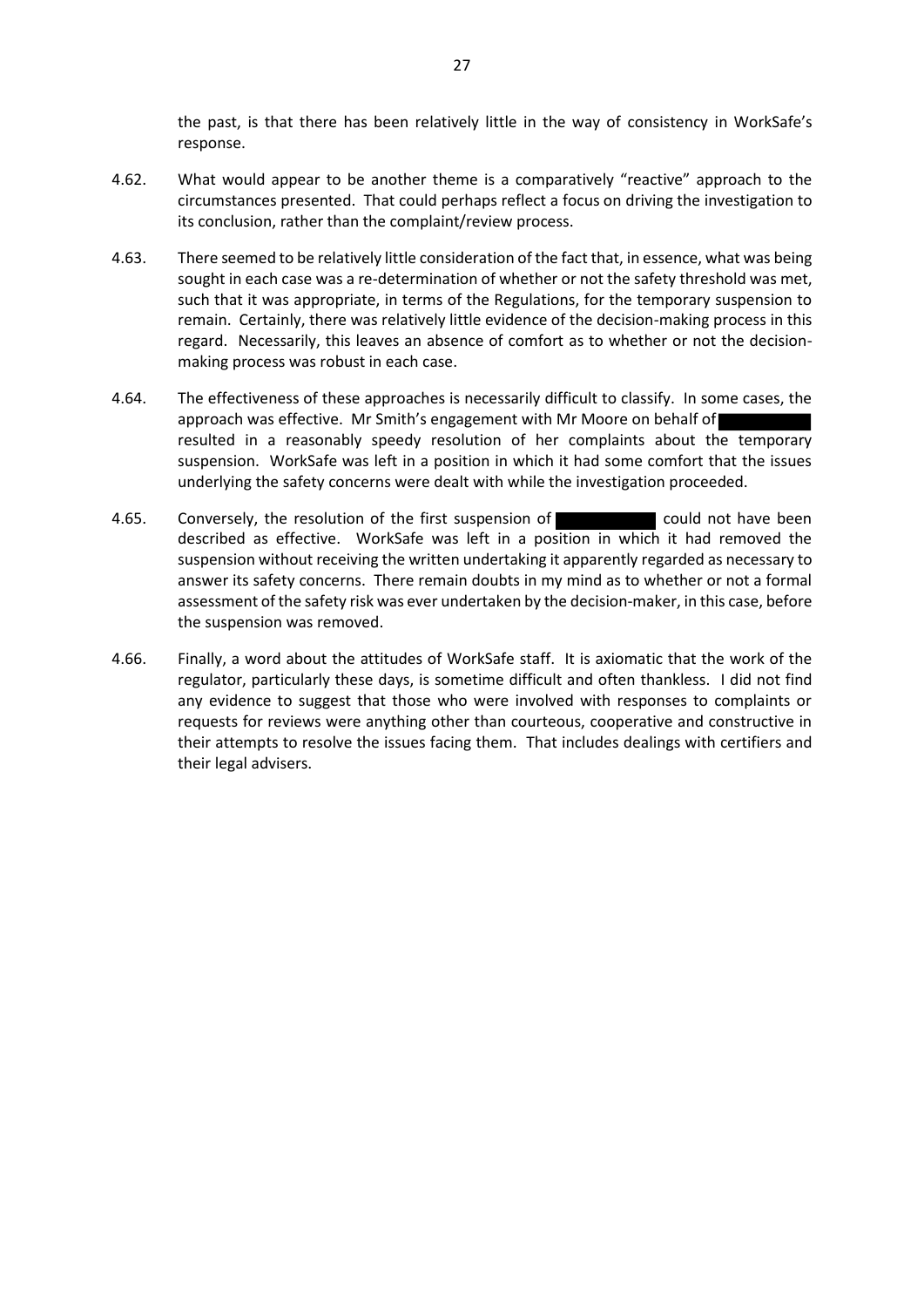the past, is that there has been relatively little in the way of consistency in WorkSafe's response.

4.62. What would appear to be another theme is a comparatively "reactive" approach to the circumstances presented. That could perhaps reflect a focus on driving the investigation to its conclusion, rather than the complaint/review process.

4.63. There seemed to be relatively little consideration of the fact that, in essence, what was being sought in each case was a re-determination of whether or not the safety threshold was met, such that it was appropriate, in terms of the Regulations, for the temporary suspension to remain. Certainly, there was relatively little evidence of the decision-making process in this regard. Necessarily, this leaves an absence of comfort as to whether or not the decision-making process was robust in each case.

4.64. The effectiveness of these approaches is necessarily difficult to classify. In some cases, the approach was effective. Mr Smith's engagement with Mr Moore on behalf of [REDACTED] resulted in a reasonably speedy resolution of her complaints about the temporary suspension. WorkSafe was left in a position in which it had some comfort that the issues underlying the safety concerns were dealt with while the investigation proceeded.

4.65. Conversely, the resolution of the first suspension of [REDACTED] could not have been described as effective. WorkSafe was left in a position in which it had removed the suspension without receiving the written undertaking it apparently regarded as necessary to answer its safety concerns. There remain doubts in my mind as to whether or not a formal assessment of the safety risk was ever undertaken by the decision-maker, in this case, before the suspension was removed.

4.66. Finally, a word about the attitudes of WorkSafe staff. It is axiomatic that the work of the regulator, particularly these days, is sometime difficult and often thankless. I did not find any evidence to suggest that those who were involved with responses to complaints or requests for reviews were anything other than courteous, cooperative and constructive in their attempts to resolve the issues facing them. That includes dealings with certifiers and their legal advisers.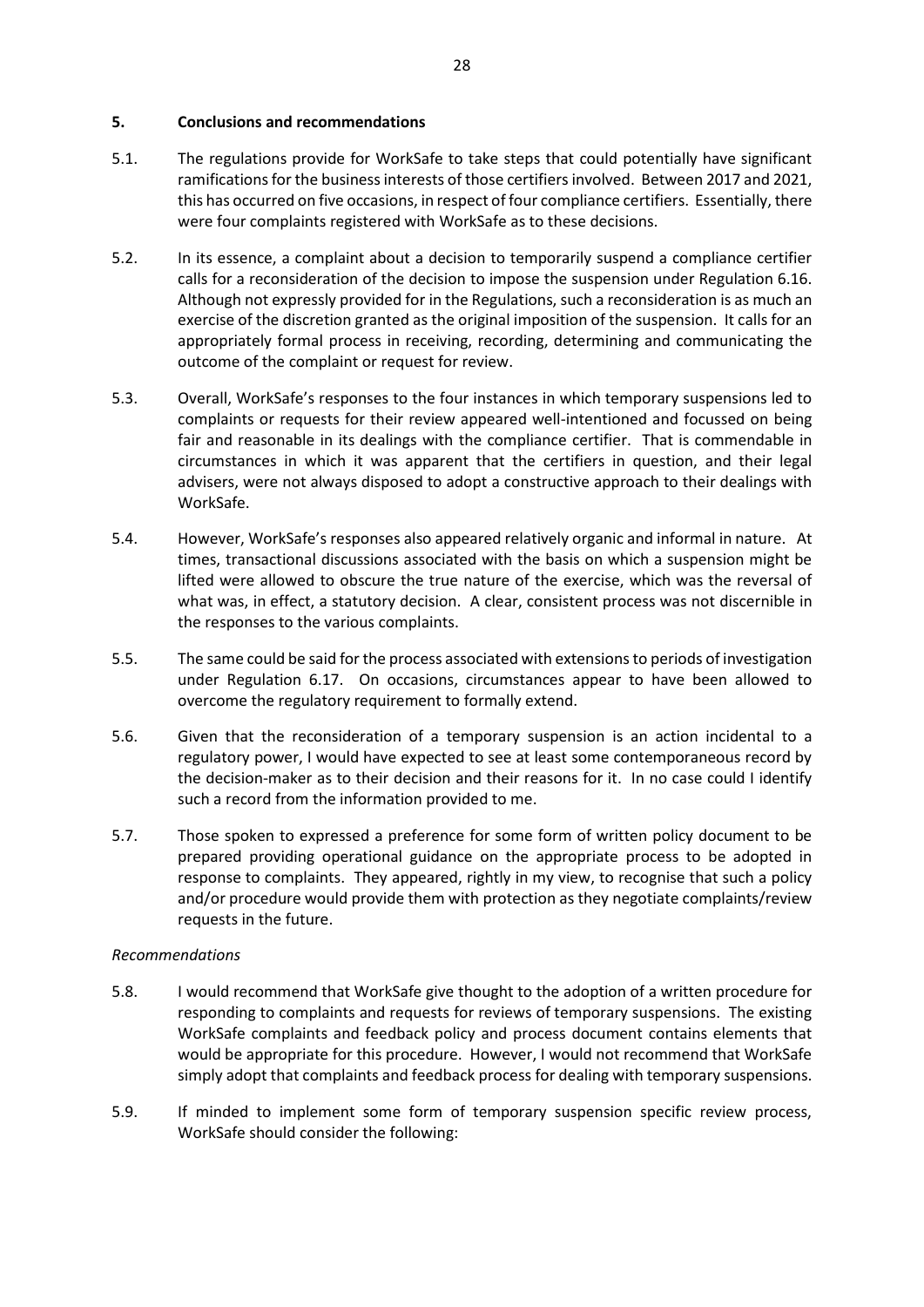## 5. Conclusions and recommendations

5.1. The regulations provide for WorkSafe to take steps that could potentially have significant ramifications for the business interests of those certifiers involved. Between 2017 and 2021, this has occurred on five occasions, in respect of four compliance certifiers. Essentially, there were four complaints registered with WorkSafe as to these decisions.

5.2. In its essence, a complaint about a decision to temporarily suspend a compliance certifier calls for a reconsideration of the decision to impose the suspension under Regulation 6.16. Although not expressly provided for in the Regulations, such a reconsideration is as much an exercise of the discretion granted as the original imposition of the suspension. It calls for an appropriately formal process in receiving, recording, determining and communicating the outcome of the complaint or request for review.

5.3. Overall, WorkSafe's responses to the four instances in which temporary suspensions led to complaints or requests for their review appeared well-intentioned and focussed on being fair and reasonable in its dealings with the compliance certifier. That is commendable in circumstances in which it was apparent that the certifiers in question, and their legal advisers, were not always disposed to adopt a constructive approach to their dealings with WorkSafe.

5.4. However, WorkSafe's responses also appeared relatively organic and informal in nature. At times, transactional discussions associated with the basis on which a suspension might be lifted were allowed to obscure the true nature of the exercise, which was the reversal of what was, in effect, a statutory decision. A clear, consistent process was not discernible in the responses to the various complaints.

5.5. The same could be said for the process associated with extensions to periods of investigation under Regulation 6.17. On occasions, circumstances appear to have been allowed to overcome the regulatory requirement to formally extend.

5.6. Given that the reconsideration of a temporary suspension is an action incidental to a regulatory power, I would have expected to see at least some contemporaneous record by the decision-maker as to their decision and their reasons for it. In no case could I identify such a record from the information provided to me.

5.7. Those spoken to expressed a preference for some form of written policy document to be prepared providing operational guidance on the appropriate process to be adopted in response to complaints. They appeared, rightly in my view, to recognise that such a policy and/or procedure would provide them with protection as they negotiate complaints/review requests in the future.

*Recommendations*

5.8. I would recommend that WorkSafe give thought to the adoption of a written procedure for responding to complaints and requests for reviews of temporary suspensions. The existing WorkSafe complaints and feedback policy and process document contains elements that would be appropriate for this procedure. However, I would not recommend that WorkSafe simply adopt that complaints and feedback process for dealing with temporary suspensions.

5.9. If minded to implement some form of temporary suspension specific review process, WorkSafe should consider the following: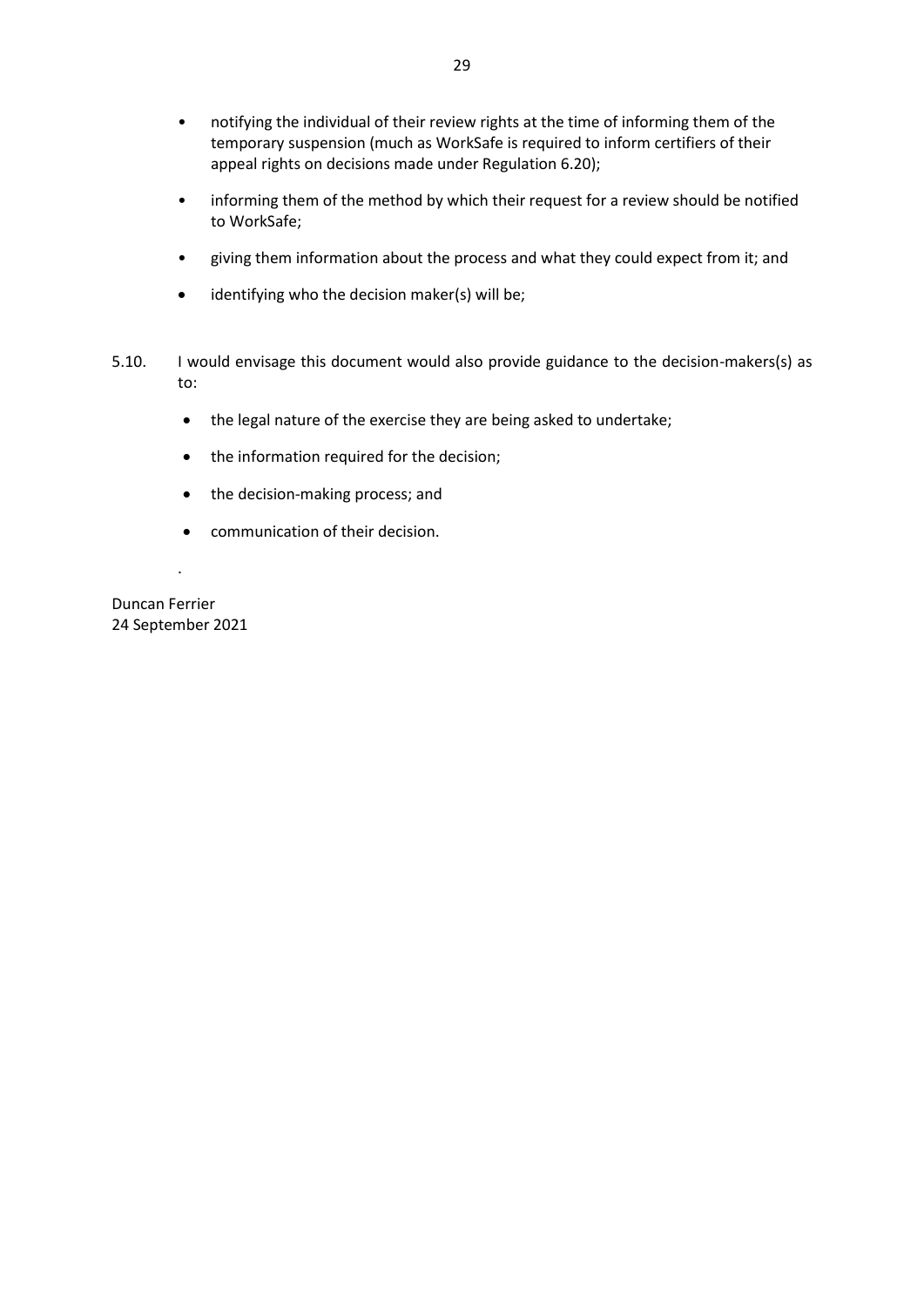- notifying the individual of their review rights at the time of informing them of the temporary suspension (much as WorkSafe is required to inform certifiers of their appeal rights on decisions made under Regulation 6.20);
- informing them of the method by which their request for a review should be notified to WorkSafe;
- giving them information about the process and what they could expect from it; and
- identifying who the decision maker(s) will be;

5.10. I would envisage this document would also provide guidance to the decision-makers(s) as to:

- the legal nature of the exercise they are being asked to undertake;
- the information required for the decision;
- the decision-making process; and
- communication of their decision.

.

Duncan Ferrier
24 September 2021